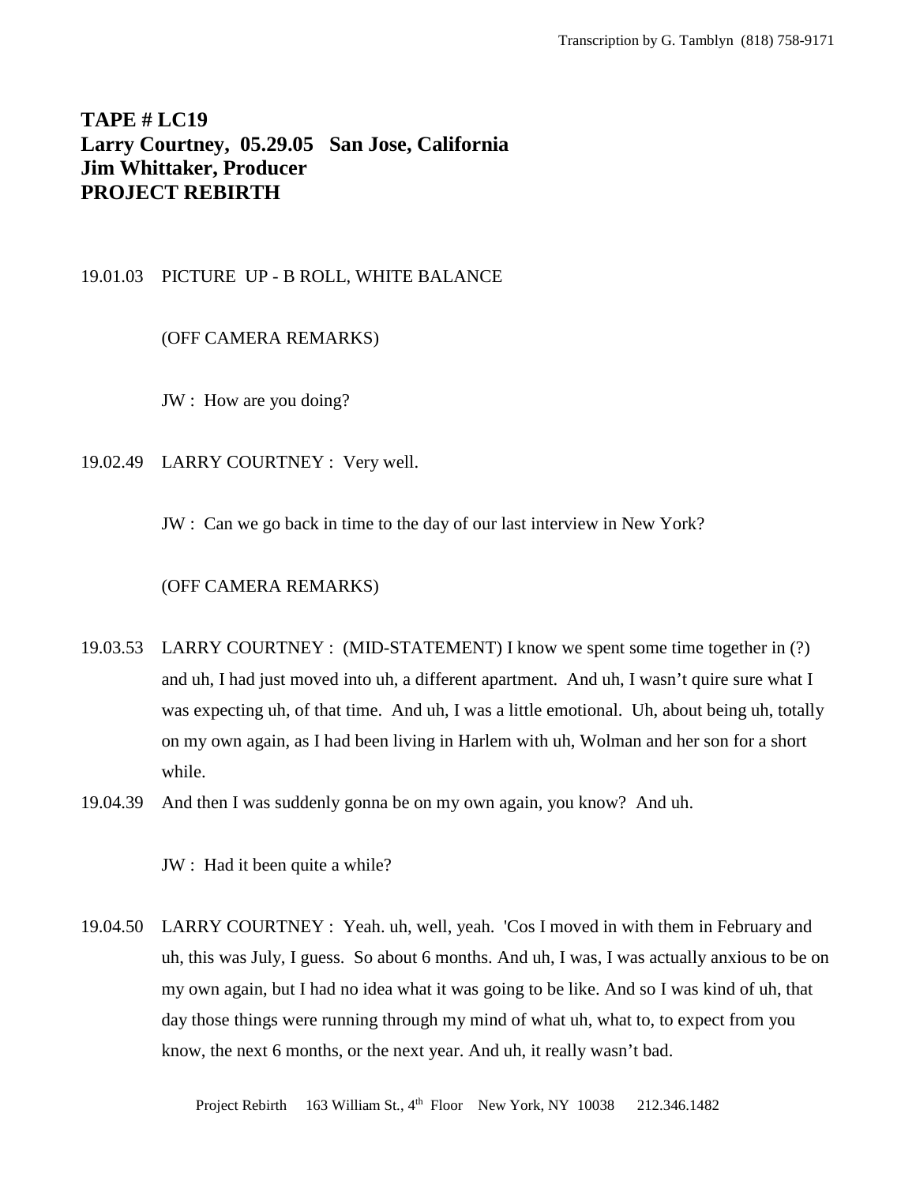Transcription by G. Tamblyn (818) 758-9171

# TAPE # LC19
# Larry Courtney, 05.29.05 San Jose, California
# Jim Whittaker, Producer
# PROJECT REBIRTH

19.01.03 PICTURE UP - B ROLL, WHITE BALANCE

(OFF CAMERA REMARKS)

JW : How are you doing?

19.02.49 LARRY COURTNEY : Very well.

JW : Can we go back in time to the day of our last interview in New York?

(OFF CAMERA REMARKS)

19.03.53 LARRY COURTNEY : (MID-STATEMENT) I know we spent some time together in (?) and uh, I had just moved into uh, a different apartment. And uh, I wasn't quire sure what I was expecting uh, of that time. And uh, I was a little emotional. Uh, about being uh, totally on my own again, as I had been living in Harlem with uh, Wolman and her son for a short while.

19.04.39 And then I was suddenly gonna be on my own again, you know? And uh.

JW : Had it been quite a while?

19.04.50 LARRY COURTNEY : Yeah. uh, well, yeah. 'Cos I moved in with them in February and uh, this was July, I guess. So about 6 months. And uh, I was, I was actually anxious to be on my own again, but I had no idea what it was going to be like. And so I was kind of uh, that day those things were running through my mind of what uh, what to, to expect from you know, the next 6 months, or the next year. And uh, it really wasn't bad.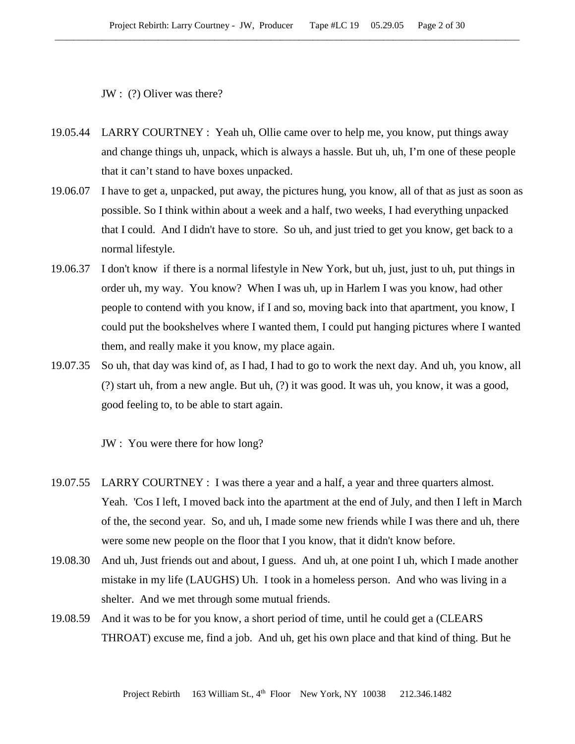JW : (?) Oliver was there?

19.05.44 LARRY COURTNEY : Yeah uh, Ollie came over to help me, you know, put things away and change things uh, unpack, which is always a hassle. But uh, uh, I'm one of these people that it can't stand to have boxes unpacked.

19.06.07 I have to get a, unpacked, put away, the pictures hung, you know, all of that as just as soon as possible. So I think within about a week and a half, two weeks, I had everything unpacked that I could. And I didn't have to store. So uh, and just tried to get you know, get back to a normal lifestyle.

19.06.37 I don't know if there is a normal lifestyle in New York, but uh, just, just to uh, put things in order uh, my way. You know? When I was uh, up in Harlem I was you know, had other people to contend with you know, if I and so, moving back into that apartment, you know, I could put the bookshelves where I wanted them, I could put hanging pictures where I wanted them, and really make it you know, my place again.

19.07.35 So uh, that day was kind of, as I had, I had to go to work the next day. And uh, you know, all (?) start uh, from a new angle. But uh, (?) it was good. It was uh, you know, it was a good, good feeling to, to be able to start again.

JW : You were there for how long?

19.07.55 LARRY COURTNEY : I was there a year and a half, a year and three quarters almost. Yeah. 'Cos I left, I moved back into the apartment at the end of July, and then I left in March of the, the second year. So, and uh, I made some new friends while I was there and uh, there were some new people on the floor that I you know, that it didn't know before.

19.08.30 And uh, Just friends out and about, I guess. And uh, at one point I uh, which I made another mistake in my life (LAUGHS) Uh. I took in a homeless person. And who was living in a shelter. And we met through some mutual friends.

19.08.59 And it was to be for you know, a short period of time, until he could get a (CLEARS THROAT) excuse me, find a job. And uh, get his own place and that kind of thing. But he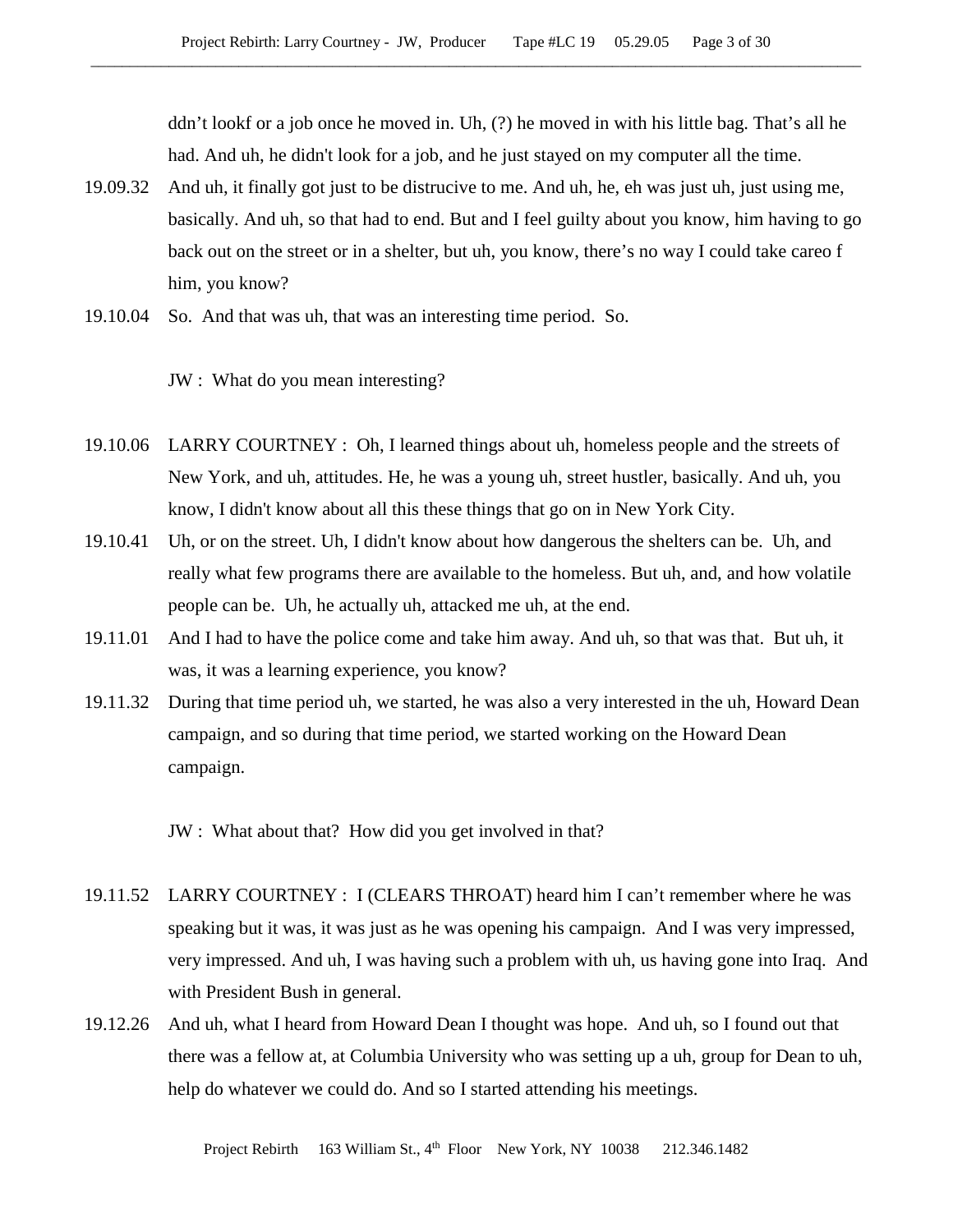ddn't lookf or a job once he moved in. Uh, (?) he moved in with his little bag. That's all he had. And uh, he didn't look for a job, and he just stayed on my computer all the time.

19.09.32 And uh, it finally got just to be distrucive to me. And uh, he, eh was just uh, just using me, basically. And uh, so that had to end. But and I feel guilty about you know, him having to go back out on the street or in a shelter, but uh, you know, there's no way I could take careo f him, you know?

19.10.04 So. And that was uh, that was an interesting time period. So.

JW : What do you mean interesting?

19.10.06 LARRY COURTNEY : Oh, I learned things about uh, homeless people and the streets of New York, and uh, attitudes. He, he was a young uh, street hustler, basically. And uh, you know, I didn't know about all this these things that go on in New York City.

19.10.41 Uh, or on the street. Uh, I didn't know about how dangerous the shelters can be. Uh, and really what few programs there are available to the homeless. But uh, and, and how volatile people can be. Uh, he actually uh, attacked me uh, at the end.

19.11.01 And I had to have the police come and take him away. And uh, so that was that. But uh, it was, it was a learning experience, you know?

19.11.32 During that time period uh, we started, he was also a very interested in the uh, Howard Dean campaign, and so during that time period, we started working on the Howard Dean campaign.

JW : What about that? How did you get involved in that?

19.11.52 LARRY COURTNEY : I (CLEARS THROAT) heard him I can't remember where he was speaking but it was, it was just as he was opening his campaign. And I was very impressed, very impressed. And uh, I was having such a problem with uh, us having gone into Iraq. And with President Bush in general.

19.12.26 And uh, what I heard from Howard Dean I thought was hope. And uh, so I found out that there was a fellow at, at Columbia University who was setting up a uh, group for Dean to uh, help do whatever we could do. And so I started attending his meetings.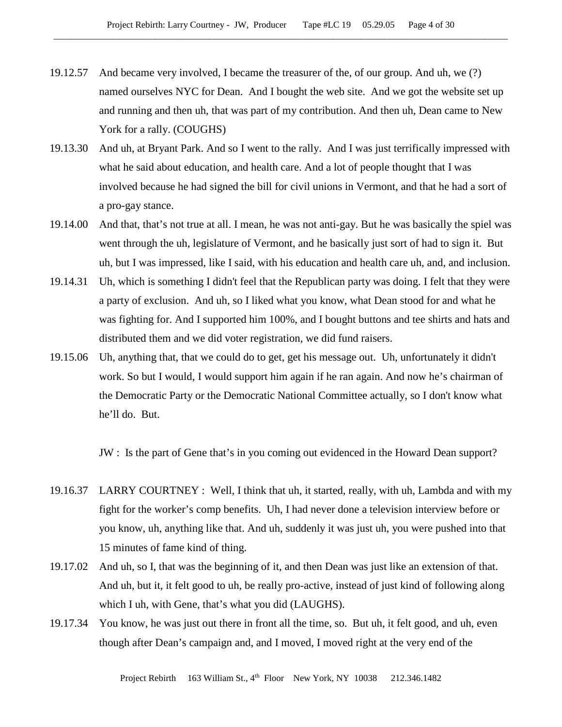19.12.57 And became very involved, I became the treasurer of the, of our group. And uh, we (?) named ourselves NYC for Dean. And I bought the web site. And we got the website set up and running and then uh, that was part of my contribution. And then uh, Dean came to New York for a rally. (COUGHS)

19.13.30 And uh, at Bryant Park. And so I went to the rally. And I was just terrifically impressed with what he said about education, and health care. And a lot of people thought that I was involved because he had signed the bill for civil unions in Vermont, and that he had a sort of a pro-gay stance.

19.14.00 And that, that's not true at all. I mean, he was not anti-gay. But he was basically the spiel was went through the uh, legislature of Vermont, and he basically just sort of had to sign it. But uh, but I was impressed, like I said, with his education and health care uh, and, and inclusion.

19.14.31 Uh, which is something I didn't feel that the Republican party was doing. I felt that they were a party of exclusion. And uh, so I liked what you know, what Dean stood for and what he was fighting for. And I supported him 100%, and I bought buttons and tee shirts and hats and distributed them and we did voter registration, we did fund raisers.

19.15.06 Uh, anything that, that we could do to get, get his message out. Uh, unfortunately it didn't work. So but I would, I would support him again if he ran again. And now he's chairman of the Democratic Party or the Democratic National Committee actually, so I don't know what he'll do. But.

JW : Is the part of Gene that's in you coming out evidenced in the Howard Dean support?

19.16.37 LARRY COURTNEY : Well, I think that uh, it started, really, with uh, Lambda and with my fight for the worker's comp benefits. Uh, I had never done a television interview before or you know, uh, anything like that. And uh, suddenly it was just uh, you were pushed into that 15 minutes of fame kind of thing.

19.17.02 And uh, so I, that was the beginning of it, and then Dean was just like an extension of that. And uh, but it, it felt good to uh, be really pro-active, instead of just kind of following along which I uh, with Gene, that's what you did (LAUGHS).

19.17.34 You know, he was just out there in front all the time, so. But uh, it felt good, and uh, even though after Dean's campaign and, and I moved, I moved right at the very end of the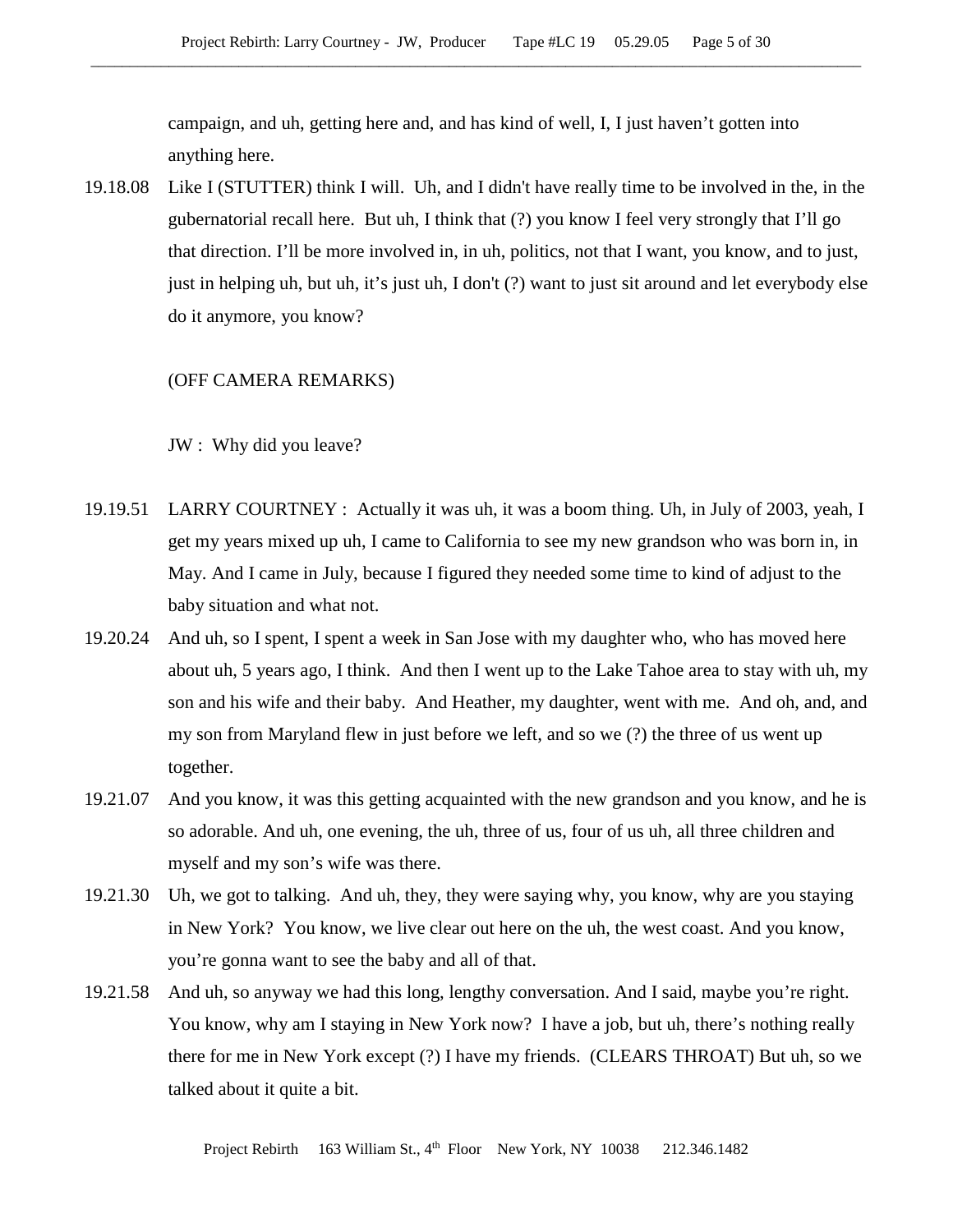campaign, and uh, getting here and, and has kind of well, I, I just haven't gotten into anything here.

19.18.08 Like I (STUTTER) think I will. Uh, and I didn't have really time to be involved in the, in the gubernatorial recall here. But uh, I think that (?) you know I feel very strongly that I'll go that direction. I'll be more involved in, in uh, politics, not that I want, you know, and to just, just in helping uh, but uh, it's just uh, I don't (?) want to just sit around and let everybody else do it anymore, you know?

(OFF CAMERA REMARKS)

JW : Why did you leave?

19.19.51 LARRY COURTNEY : Actually it was uh, it was a boom thing. Uh, in July of 2003, yeah, I get my years mixed up uh, I came to California to see my new grandson who was born in, in May. And I came in July, because I figured they needed some time to kind of adjust to the baby situation and what not.

19.20.24 And uh, so I spent, I spent a week in San Jose with my daughter who, who has moved here about uh, 5 years ago, I think. And then I went up to the Lake Tahoe area to stay with uh, my son and his wife and their baby. And Heather, my daughter, went with me. And oh, and, and my son from Maryland flew in just before we left, and so we (?) the three of us went up together.

19.21.07 And you know, it was this getting acquainted with the new grandson and you know, and he is so adorable. And uh, one evening, the uh, three of us, four of us uh, all three children and myself and my son's wife was there.

19.21.30 Uh, we got to talking. And uh, they, they were saying why, you know, why are you staying in New York? You know, we live clear out here on the uh, the west coast. And you know, you're gonna want to see the baby and all of that.

19.21.58 And uh, so anyway we had this long, lengthy conversation. And I said, maybe you're right. You know, why am I staying in New York now? I have a job, but uh, there's nothing really there for me in New York except (?) I have my friends. (CLEARS THROAT) But uh, so we talked about it quite a bit.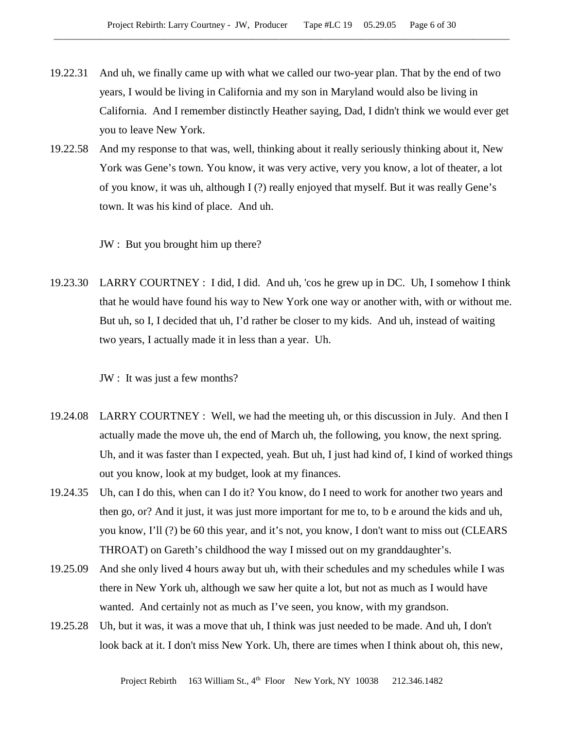19.22.31 And uh, we finally came up with what we called our two-year plan. That by the end of two years, I would be living in California and my son in Maryland would also be living in California. And I remember distinctly Heather saying, Dad, I didn't think we would ever get you to leave New York.

19.22.58 And my response to that was, well, thinking about it really seriously thinking about it, New York was Gene's town. You know, it was very active, very you know, a lot of theater, a lot of you know, it was uh, although I (?) really enjoyed that myself. But it was really Gene's town. It was his kind of place. And uh.

JW : But you brought him up there?

19.23.30 LARRY COURTNEY : I did, I did. And uh, 'cos he grew up in DC. Uh, I somehow I think that he would have found his way to New York one way or another with, with or without me. But uh, so I, I decided that uh, I'd rather be closer to my kids. And uh, instead of waiting two years, I actually made it in less than a year. Uh.

JW : It was just a few months?

19.24.08 LARRY COURTNEY : Well, we had the meeting uh, or this discussion in July. And then I actually made the move uh, the end of March uh, the following, you know, the next spring. Uh, and it was faster than I expected, yeah. But uh, I just had kind of, I kind of worked things out you know, look at my budget, look at my finances.

19.24.35 Uh, can I do this, when can I do it? You know, do I need to work for another two years and then go, or? And it just, it was just more important for me to, to b e around the kids and uh, you know, I'll (?) be 60 this year, and it's not, you know, I don't want to miss out (CLEARS THROAT) on Gareth's childhood the way I missed out on my granddaughter's.

19.25.09 And she only lived 4 hours away but uh, with their schedules and my schedules while I was there in New York uh, although we saw her quite a lot, but not as much as I would have wanted. And certainly not as much as I've seen, you know, with my grandson.

19.25.28 Uh, but it was, it was a move that uh, I think was just needed to be made. And uh, I don't look back at it. I don't miss New York. Uh, there are times when I think about oh, this new,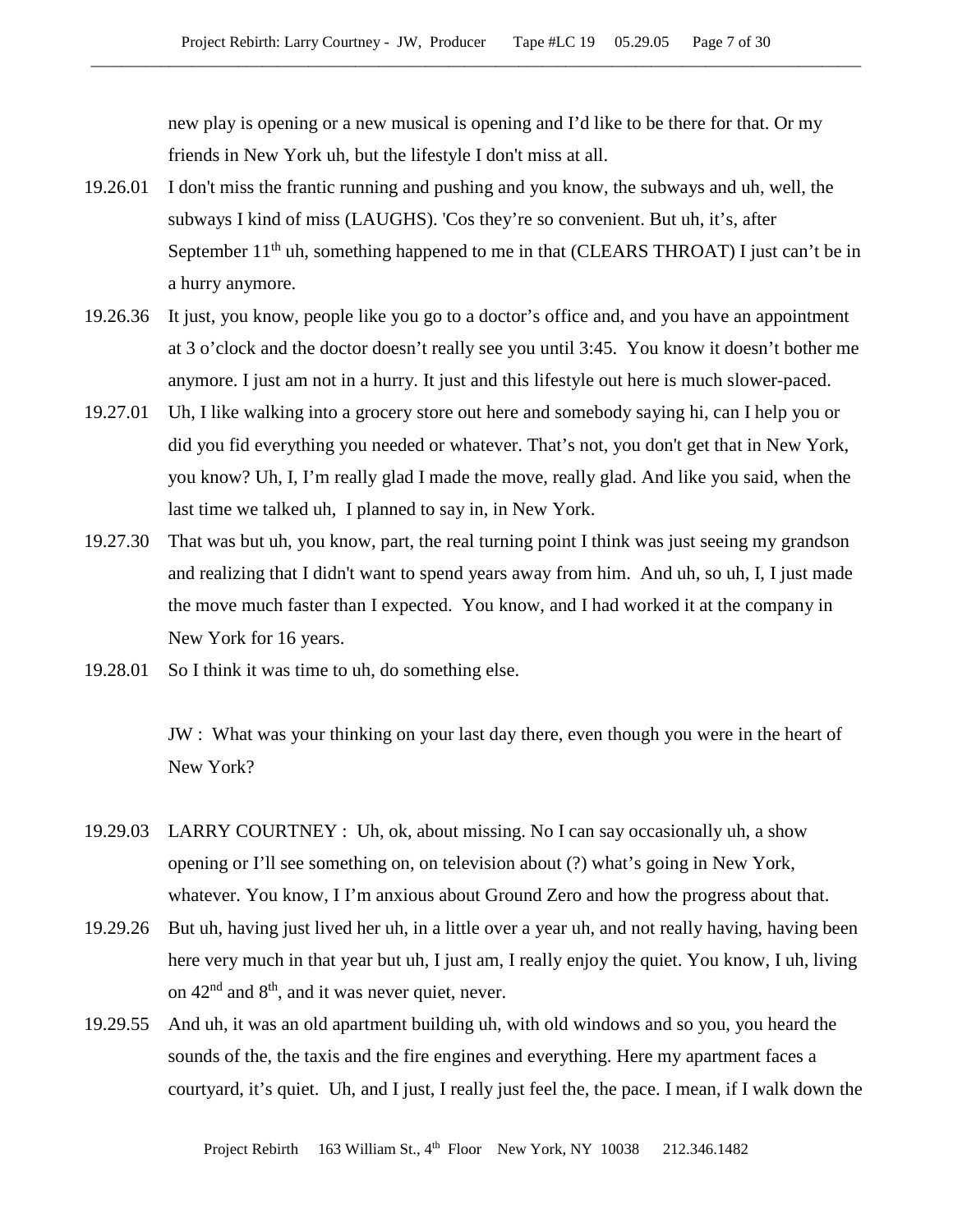new play is opening or a new musical is opening and I'd like to be there for that. Or my friends in New York uh, but the lifestyle I don't miss at all.

19.26.01 I don't miss the frantic running and pushing and you know, the subways and uh, well, the subways I kind of miss (LAUGHS). 'Cos they're so convenient. But uh, it's, after September 11th uh, something happened to me in that (CLEARS THROAT) I just can't be in a hurry anymore.

19.26.36 It just, you know, people like you go to a doctor's office and, and you have an appointment at 3 o'clock and the doctor doesn't really see you until 3:45. You know it doesn't bother me anymore. I just am not in a hurry. It just and this lifestyle out here is much slower-paced.

19.27.01 Uh, I like walking into a grocery store out here and somebody saying hi, can I help you or did you fid everything you needed or whatever. That's not, you don't get that in New York, you know? Uh, I, I'm really glad I made the move, really glad. And like you said, when the last time we talked uh, I planned to say in, in New York.

19.27.30 That was but uh, you know, part, the real turning point I think was just seeing my grandson and realizing that I didn't want to spend years away from him. And uh, so uh, I, I just made the move much faster than I expected. You know, and I had worked it at the company in New York for 16 years.

19.28.01 So I think it was time to uh, do something else.

JW : What was your thinking on your last day there, even though you were in the heart of New York?

19.29.03 LARRY COURTNEY : Uh, ok, about missing. No I can say occasionally uh, a show opening or I'll see something on, on television about (?) what's going in New York, whatever. You know, I I'm anxious about Ground Zero and how the progress about that.

19.29.26 But uh, having just lived her uh, in a little over a year uh, and not really having, having been here very much in that year but uh, I just am, I really enjoy the quiet. You know, I uh, living on 42nd and 8th, and it was never quiet, never.

19.29.55 And uh, it was an old apartment building uh, with old windows and so you, you heard the sounds of the, the taxis and the fire engines and everything. Here my apartment faces a courtyard, it's quiet. Uh, and I just, I really just feel the, the pace. I mean, if I walk down the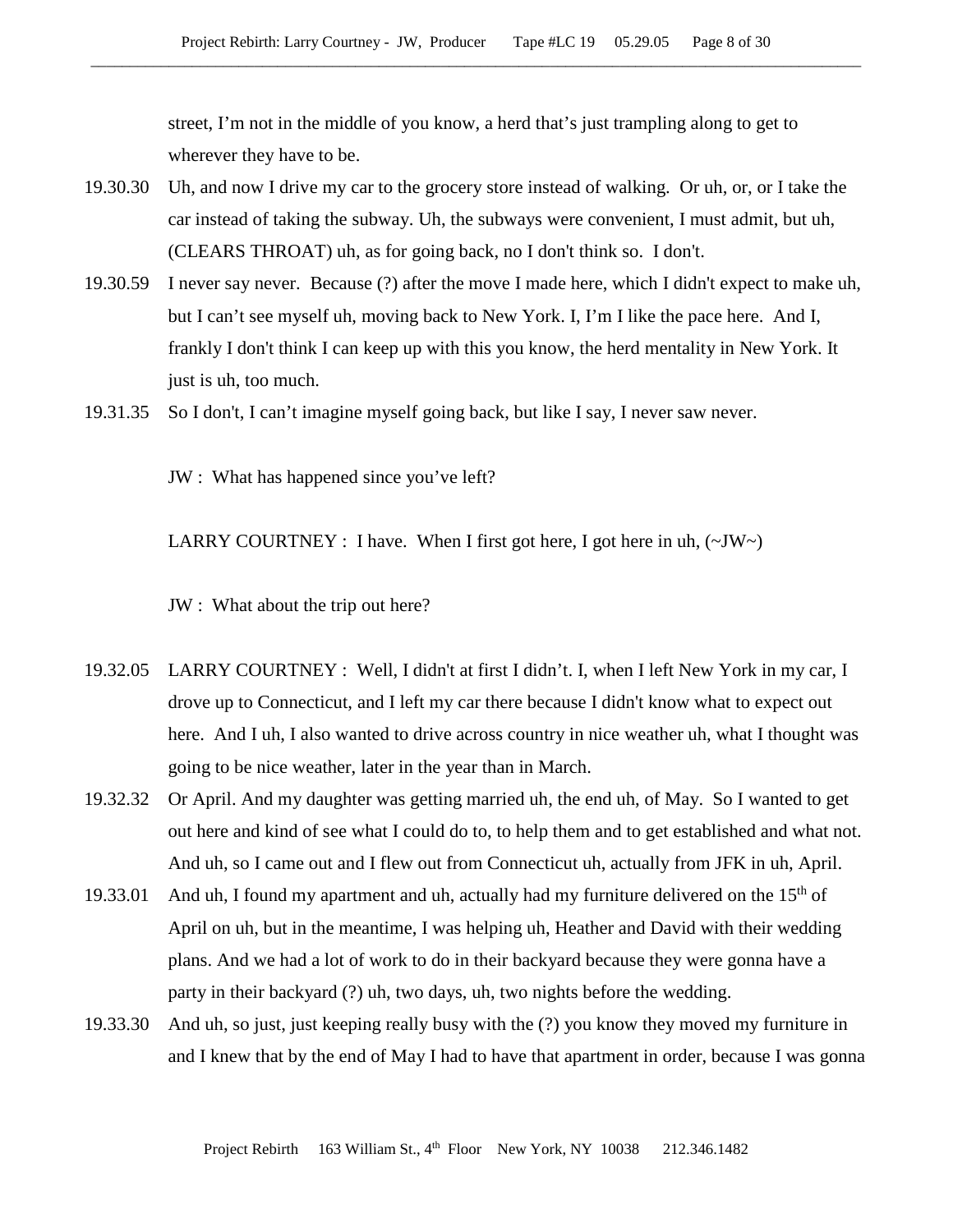street, I’m not in the middle of you know, a herd that’s just trampling along to get to wherever they have to be.

19.30.30 Uh, and now I drive my car to the grocery store instead of walking. Or uh, or, or I take the car instead of taking the subway. Uh, the subways were convenient, I must admit, but uh, (CLEARS THROAT) uh, as for going back, no I don't think so. I don't.

19.30.59 I never say never. Because (?) after the move I made here, which I didn't expect to make uh, but I can’t see myself uh, moving back to New York. I, I’m I like the pace here. And I, frankly I don't think I can keep up with this you know, the herd mentality in New York. It just is uh, too much.

19.31.35 So I don't, I can’t imagine myself going back, but like I say, I never saw never.

JW : What has happened since you’ve left?

LARRY COURTNEY : I have. When I first got here, I got here in uh, (~JW~)

JW : What about the trip out here?

19.32.05 LARRY COURTNEY : Well, I didn't at first I didn’t. I, when I left New York in my car, I drove up to Connecticut, and I left my car there because I didn't know what to expect out here. And I uh, I also wanted to drive across country in nice weather uh, what I thought was going to be nice weather, later in the year than in March.

19.32.32 Or April. And my daughter was getting married uh, the end uh, of May. So I wanted to get out here and kind of see what I could do to, to help them and to get established and what not. And uh, so I came out and I flew out from Connecticut uh, actually from JFK in uh, April.

19.33.01 And uh, I found my apartment and uh, actually had my furniture delivered on the 15th of April on uh, but in the meantime, I was helping uh, Heather and David with their wedding plans. And we had a lot of work to do in their backyard because they were gonna have a party in their backyard (?) uh, two days, uh, two nights before the wedding.

19.33.30 And uh, so just, just keeping really busy with the (?) you know they moved my furniture in and I knew that by the end of May I had to have that apartment in order, because I was gonna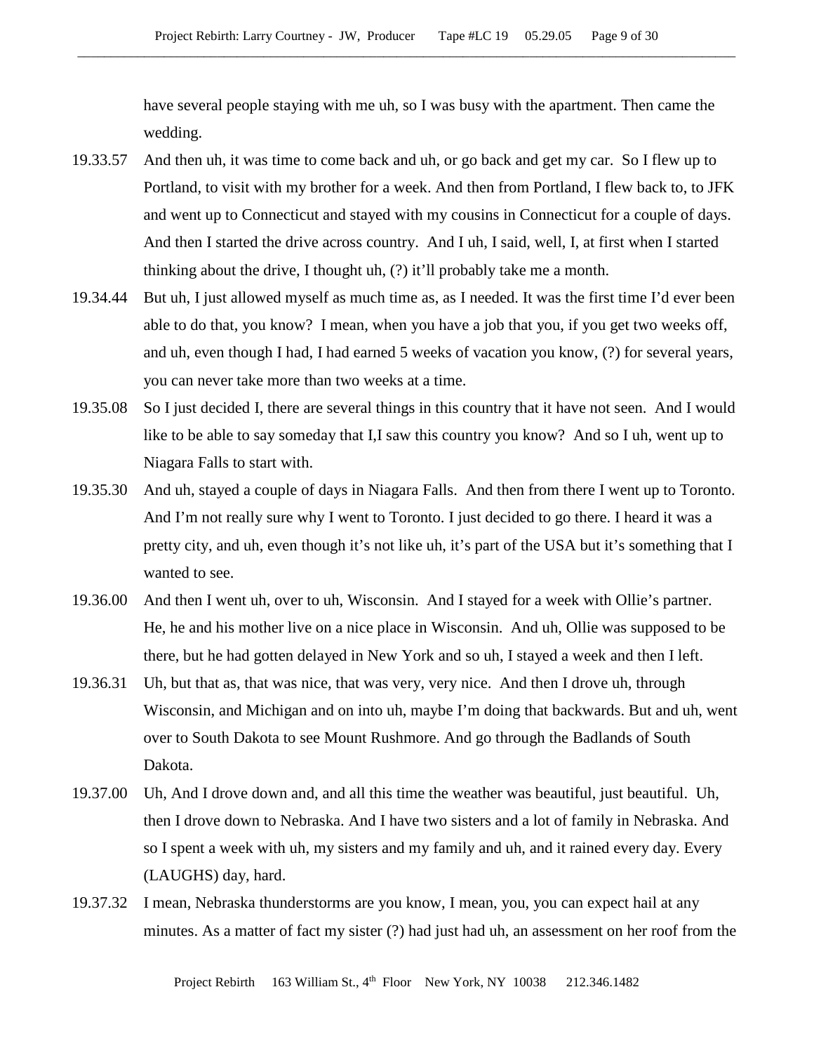have several people staying with me uh, so I was busy with the apartment. Then came the wedding.

19.33.57 And then uh, it was time to come back and uh, or go back and get my car. So I flew up to Portland, to visit with my brother for a week. And then from Portland, I flew back to, to JFK and went up to Connecticut and stayed with my cousins in Connecticut for a couple of days. And then I started the drive across country. And I uh, I said, well, I, at first when I started thinking about the drive, I thought uh, (?) it'll probably take me a month.

19.34.44 But uh, I just allowed myself as much time as, as I needed. It was the first time I'd ever been able to do that, you know? I mean, when you have a job that you, if you get two weeks off, and uh, even though I had, I had earned 5 weeks of vacation you know, (?) for several years, you can never take more than two weeks at a time.

19.35.08 So I just decided I, there are several things in this country that it have not seen. And I would like to be able to say someday that I,I saw this country you know? And so I uh, went up to Niagara Falls to start with.

19.35.30 And uh, stayed a couple of days in Niagara Falls. And then from there I went up to Toronto. And I'm not really sure why I went to Toronto. I just decided to go there. I heard it was a pretty city, and uh, even though it's not like uh, it's part of the USA but it's something that I wanted to see.

19.36.00 And then I went uh, over to uh, Wisconsin. And I stayed for a week with Ollie's partner. He, he and his mother live on a nice place in Wisconsin. And uh, Ollie was supposed to be there, but he had gotten delayed in New York and so uh, I stayed a week and then I left.

19.36.31 Uh, but that as, that was nice, that was very, very nice. And then I drove uh, through Wisconsin, and Michigan and on into uh, maybe I'm doing that backwards. But and uh, went over to South Dakota to see Mount Rushmore. And go through the Badlands of South Dakota.

19.37.00 Uh, And I drove down and, and all this time the weather was beautiful, just beautiful. Uh, then I drove down to Nebraska. And I have two sisters and a lot of family in Nebraska. And so I spent a week with uh, my sisters and my family and uh, and it rained every day. Every (LAUGHS) day, hard.

19.37.32 I mean, Nebraska thunderstorms are you know, I mean, you, you can expect hail at any minutes. As a matter of fact my sister (?) had just had uh, an assessment on her roof from the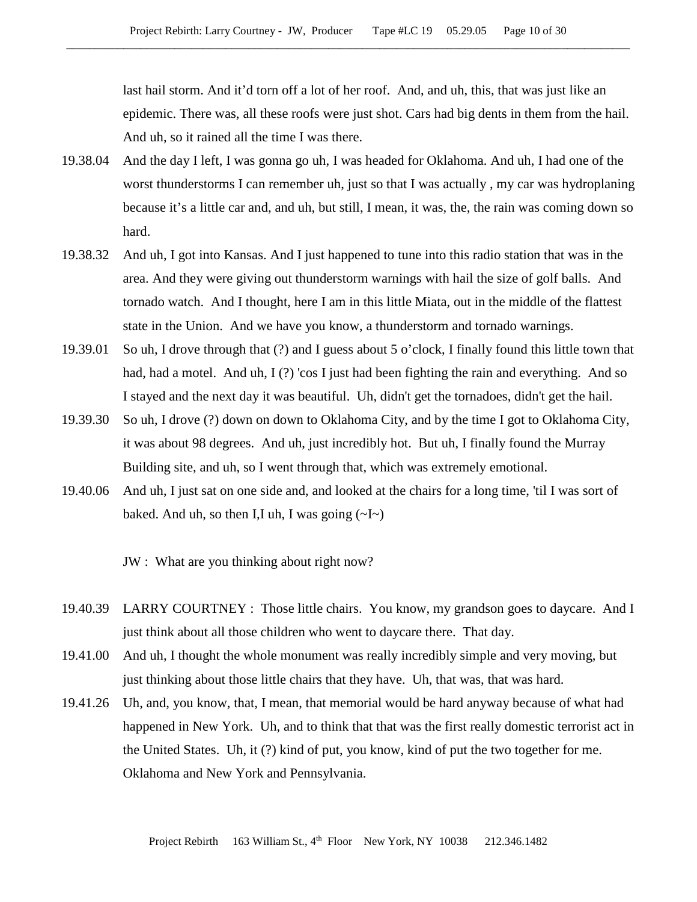last hail storm. And it'd torn off a lot of her roof. And, and uh, this, that was just like an epidemic. There was, all these roofs were just shot. Cars had big dents in them from the hail. And uh, so it rained all the time I was there.

19.38.04 And the day I left, I was gonna go uh, I was headed for Oklahoma. And uh, I had one of the worst thunderstorms I can remember uh, just so that I was actually , my car was hydroplaning because it's a little car and, and uh, but still, I mean, it was, the, the rain was coming down so hard.

19.38.32 And uh, I got into Kansas. And I just happened to tune into this radio station that was in the area. And they were giving out thunderstorm warnings with hail the size of golf balls. And tornado watch. And I thought, here I am in this little Miata, out in the middle of the flattest state in the Union. And we have you know, a thunderstorm and tornado warnings.

19.39.01 So uh, I drove through that (?) and I guess about 5 o'clock, I finally found this little town that had, had a motel. And uh, I (?) 'cos I just had been fighting the rain and everything. And so I stayed and the next day it was beautiful. Uh, didn't get the tornadoes, didn't get the hail.

19.39.30 So uh, I drove (?) down on down to Oklahoma City, and by the time I got to Oklahoma City, it was about 98 degrees. And uh, just incredibly hot. But uh, I finally found the Murray Building site, and uh, so I went through that, which was extremely emotional.

19.40.06 And uh, I just sat on one side and, and looked at the chairs for a long time, 'til I was sort of baked. And uh, so then I,I uh, I was going (~I~)

JW : What are you thinking about right now?

19.40.39 LARRY COURTNEY : Those little chairs. You know, my grandson goes to daycare. And I just think about all those children who went to daycare there. That day.

19.41.00 And uh, I thought the whole monument was really incredibly simple and very moving, but just thinking about those little chairs that they have. Uh, that was, that was hard.

19.41.26 Uh, and, you know, that, I mean, that memorial would be hard anyway because of what had happened in New York. Uh, and to think that that was the first really domestic terrorist act in the United States. Uh, it (?) kind of put, you know, kind of put the two together for me. Oklahoma and New York and Pennsylvania.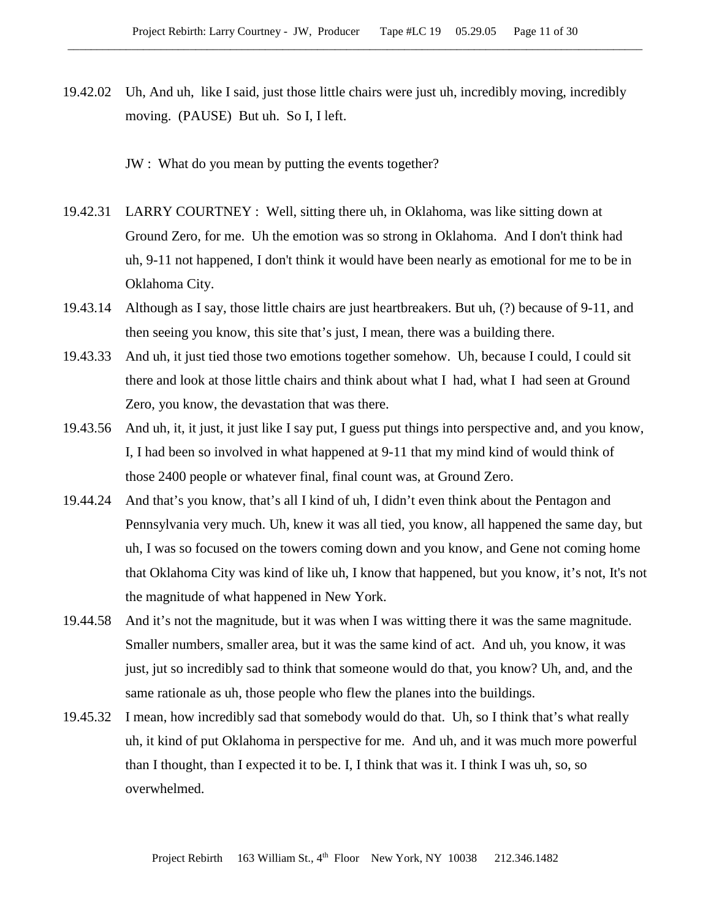19.42.02 Uh, And uh, like I said, just those little chairs were just uh, incredibly moving, incredibly moving. (PAUSE) But uh. So I, I left.

JW : What do you mean by putting the events together?

19.42.31 LARRY COURTNEY : Well, sitting there uh, in Oklahoma, was like sitting down at Ground Zero, for me. Uh the emotion was so strong in Oklahoma. And I don't think had uh, 9-11 not happened, I don't think it would have been nearly as emotional for me to be in Oklahoma City.

19.43.14 Although as I say, those little chairs are just heartbreakers. But uh, (?) because of 9-11, and then seeing you know, this site that's just, I mean, there was a building there.

19.43.33 And uh, it just tied those two emotions together somehow. Uh, because I could, I could sit there and look at those little chairs and think about what I had, what I had seen at Ground Zero, you know, the devastation that was there.

19.43.56 And uh, it, it just, it just like I say put, I guess put things into perspective and, and you know, I, I had been so involved in what happened at 9-11 that my mind kind of would think of those 2400 people or whatever final, final count was, at Ground Zero.

19.44.24 And that's you know, that's all I kind of uh, I didn't even think about the Pentagon and Pennsylvania very much. Uh, knew it was all tied, you know, all happened the same day, but uh, I was so focused on the towers coming down and you know, and Gene not coming home that Oklahoma City was kind of like uh, I know that happened, but you know, it's not, It's not the magnitude of what happened in New York.

19.44.58 And it's not the magnitude, but it was when I was witting there it was the same magnitude. Smaller numbers, smaller area, but it was the same kind of act. And uh, you know, it was just, jut so incredibly sad to think that someone would do that, you know? Uh, and, and the same rationale as uh, those people who flew the planes into the buildings.

19.45.32 I mean, how incredibly sad that somebody would do that. Uh, so I think that's what really uh, it kind of put Oklahoma in perspective for me. And uh, and it was much more powerful than I thought, than I expected it to be. I, I think that was it. I think I was uh, so, so overwhelmed.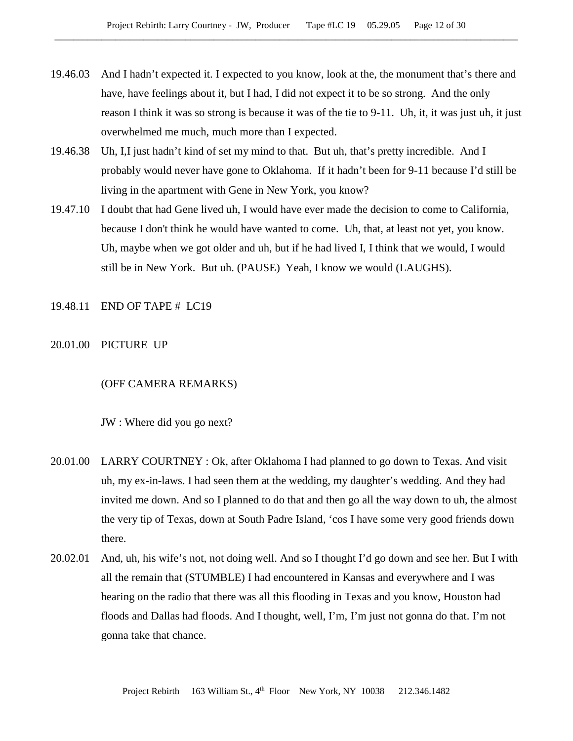19.46.03 And I hadn't expected it. I expected to you know, look at the, the monument that's there and have, have feelings about it, but I had, I did not expect it to be so strong. And the only reason I think it was so strong is because it was of the tie to 9-11. Uh, it, it was just uh, it just overwhelmed me much, much more than I expected.

19.46.38 Uh, I,I just hadn't kind of set my mind to that. But uh, that's pretty incredible. And I probably would never have gone to Oklahoma. If it hadn't been for 9-11 because I'd still be living in the apartment with Gene in New York, you know?

19.47.10 I doubt that had Gene lived uh, I would have ever made the decision to come to California, because I don't think he would have wanted to come. Uh, that, at least not yet, you know. Uh, maybe when we got older and uh, but if he had lived I, I think that we would, I would still be in New York. But uh. (PAUSE) Yeah, I know we would (LAUGHS).

19.48.11 END OF TAPE # LC19

20.01.00 PICTURE UP

(OFF CAMERA REMARKS)

JW : Where did you go next?

20.01.00 LARRY COURTNEY : Ok, after Oklahoma I had planned to go down to Texas. And visit uh, my ex-in-laws. I had seen them at the wedding, my daughter's wedding. And they had invited me down. And so I planned to do that and then go all the way down to uh, the almost the very tip of Texas, down at South Padre Island, 'cos I have some very good friends down there.

20.02.01 And, uh, his wife's not, not doing well. And so I thought I'd go down and see her. But I with all the remain that (STUMBLE) I had encountered in Kansas and everywhere and I was hearing on the radio that there was all this flooding in Texas and you know, Houston had floods and Dallas had floods. And I thought, well, I'm, I'm just not gonna do that. I'm not gonna take that chance.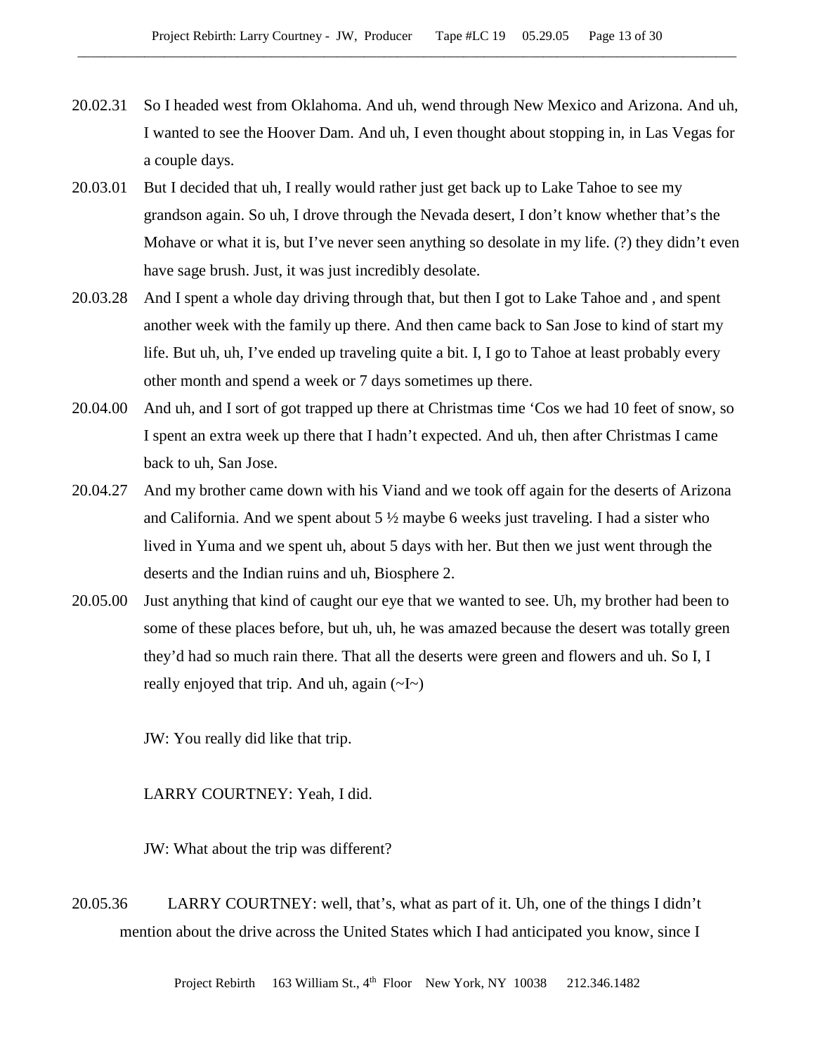20.02.31 So I headed west from Oklahoma. And uh, wend through New Mexico and Arizona. And uh, I wanted to see the Hoover Dam. And uh, I even thought about stopping in, in Las Vegas for a couple days.

20.03.01 But I decided that uh, I really would rather just get back up to Lake Tahoe to see my grandson again. So uh, I drove through the Nevada desert, I don't know whether that's the Mohave or what it is, but I've never seen anything so desolate in my life. (?) they didn't even have sage brush. Just, it was just incredibly desolate.

20.03.28 And I spent a whole day driving through that, but then I got to Lake Tahoe and , and spent another week with the family up there. And then came back to San Jose to kind of start my life. But uh, uh, I've ended up traveling quite a bit. I, I go to Tahoe at least probably every other month and spend a week or 7 days sometimes up there.

20.04.00 And uh, and I sort of got trapped up there at Christmas time 'Cos we had 10 feet of snow, so I spent an extra week up there that I hadn't expected. And uh, then after Christmas I came back to uh, San Jose.

20.04.27 And my brother came down with his Viand and we took off again for the deserts of Arizona and California. And we spent about 5 ½ maybe 6 weeks just traveling. I had a sister who lived in Yuma and we spent uh, about 5 days with her. But then we just went through the deserts and the Indian ruins and uh, Biosphere 2.

20.05.00 Just anything that kind of caught our eye that we wanted to see. Uh, my brother had been to some of these places before, but uh, uh, he was amazed because the desert was totally green they'd had so much rain there. That all the deserts were green and flowers and uh. So I, I really enjoyed that trip. And uh, again (~I~)

JW: You really did like that trip.

LARRY COURTNEY: Yeah, I did.

JW: What about the trip was different?

20.05.36 LARRY COURTNEY: well, that's, what as part of it. Uh, one of the things I didn't mention about the drive across the United States which I had anticipated you know, since I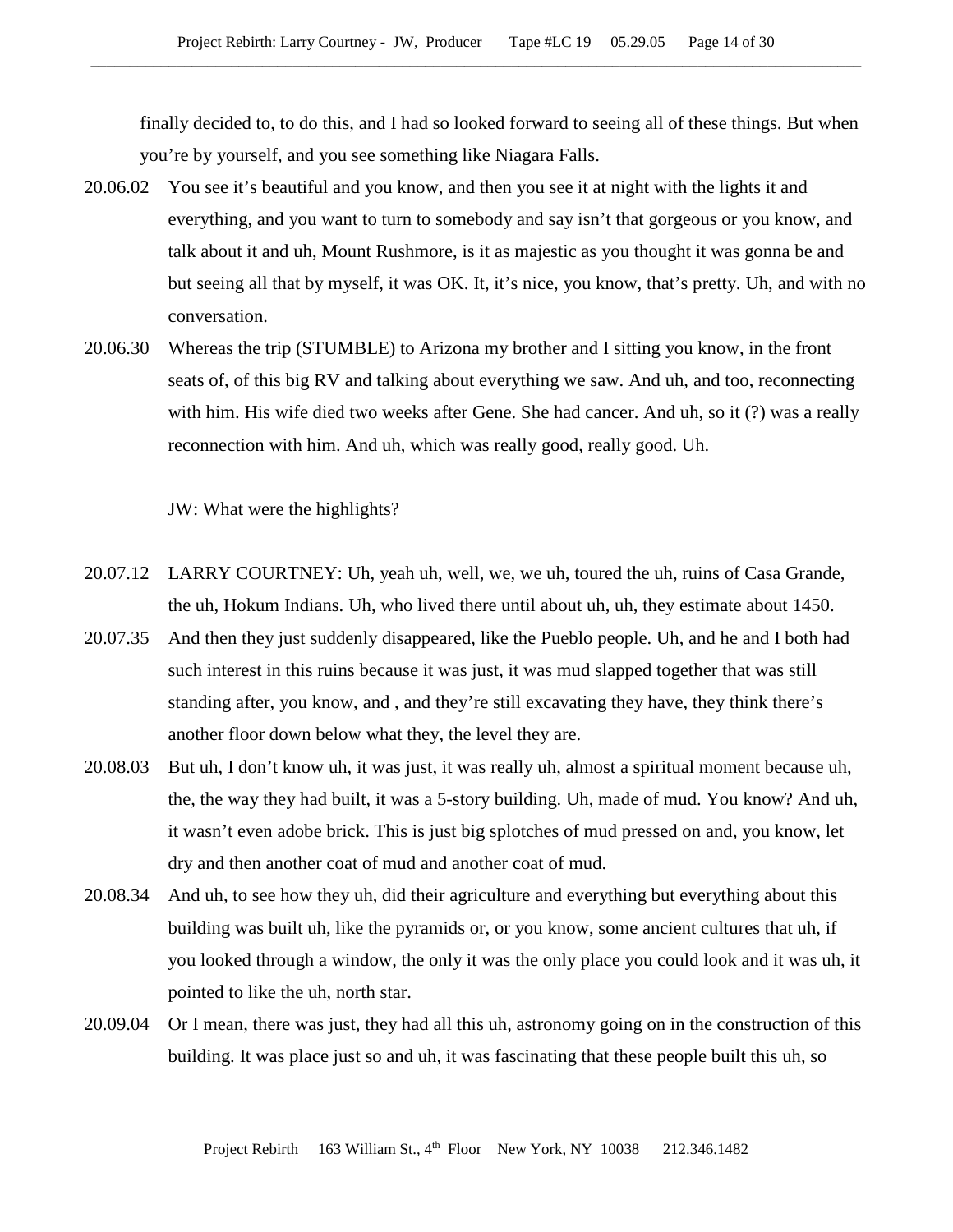finally decided to, to do this, and I had so looked forward to seeing all of these things. But when you're by yourself, and you see something like Niagara Falls.

20.06.02 You see it's beautiful and you know, and then you see it at night with the lights it and everything, and you want to turn to somebody and say isn't that gorgeous or you know, and talk about it and uh, Mount Rushmore, is it as majestic as you thought it was gonna be and but seeing all that by myself, it was OK. It, it's nice, you know, that's pretty. Uh, and with no conversation.

20.06.30 Whereas the trip (STUMBLE) to Arizona my brother and I sitting you know, in the front seats of, of this big RV and talking about everything we saw. And uh, and too, reconnecting with him. His wife died two weeks after Gene. She had cancer. And uh, so it (?) was a really reconnection with him. And uh, which was really good, really good. Uh.

JW: What were the highlights?

20.07.12 LARRY COURTNEY: Uh, yeah uh, well, we, we uh, toured the uh, ruins of Casa Grande, the uh, Hokum Indians. Uh, who lived there until about uh, uh, they estimate about 1450.

20.07.35 And then they just suddenly disappeared, like the Pueblo people. Uh, and he and I both had such interest in this ruins because it was just, it was mud slapped together that was still standing after, you know, and , and they're still excavating they have, they think there's another floor down below what they, the level they are.

20.08.03 But uh, I don't know uh, it was just, it was really uh, almost a spiritual moment because uh, the, the way they had built, it was a 5-story building. Uh, made of mud. You know? And uh, it wasn't even adobe brick. This is just big splotches of mud pressed on and, you know, let dry and then another coat of mud and another coat of mud.

20.08.34 And uh, to see how they uh, did their agriculture and everything but everything about this building was built uh, like the pyramids or, or you know, some ancient cultures that uh, if you looked through a window, the only it was the only place you could look and it was uh, it pointed to like the uh, north star.

20.09.04 Or I mean, there was just, they had all this uh, astronomy going on in the construction of this building. It was place just so and uh, it was fascinating that these people built this uh, so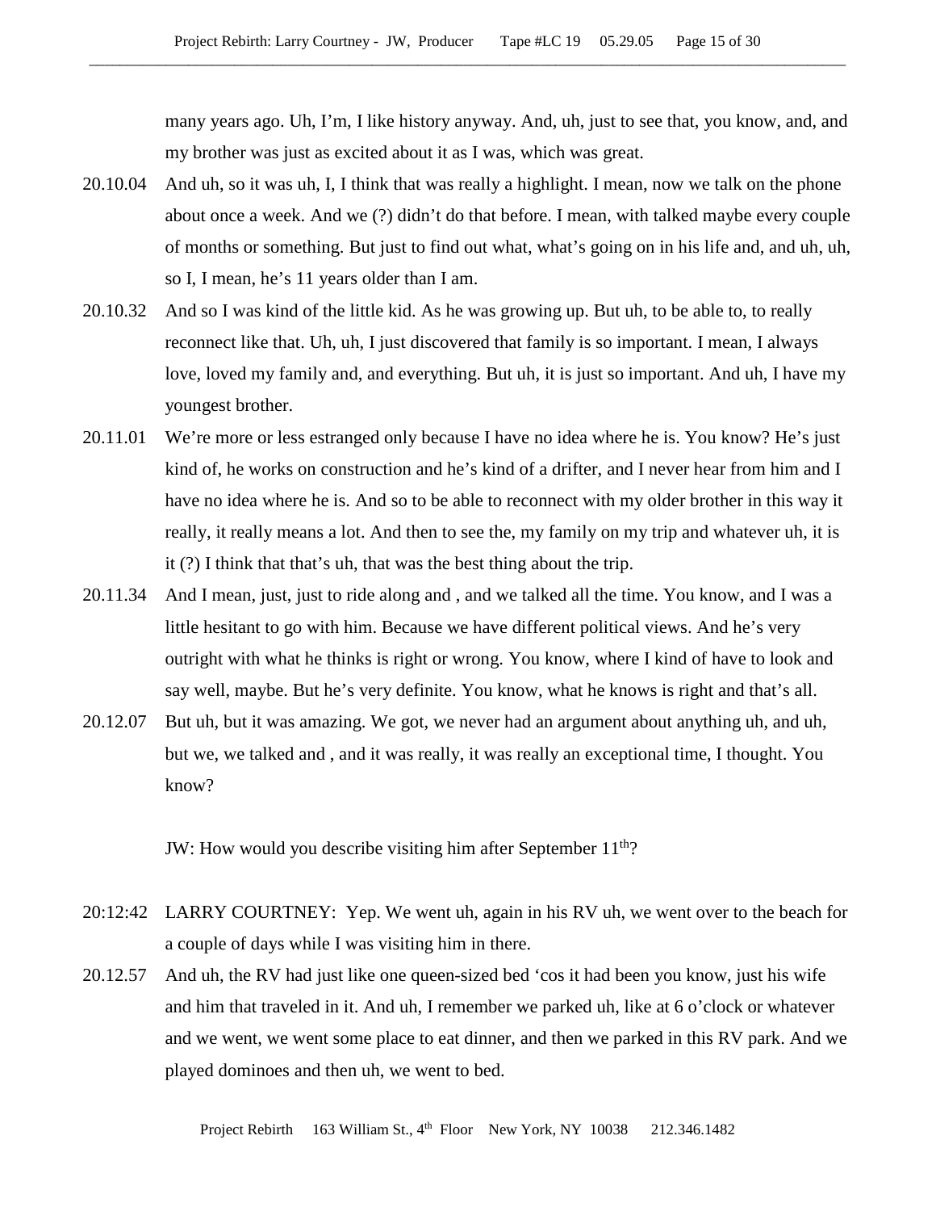many years ago. Uh, I'm, I like history anyway. And, uh, just to see that, you know, and, and my brother was just as excited about it as I was, which was great.

20.10.04 And uh, so it was uh, I, I think that was really a highlight. I mean, now we talk on the phone about once a week. And we (?) didn't do that before. I mean, with talked maybe every couple of months or something. But just to find out what, what's going on in his life and, and uh, uh, so I, I mean, he's 11 years older than I am.

20.10.32 And so I was kind of the little kid. As he was growing up. But uh, to be able to, to really reconnect like that. Uh, uh, I just discovered that family is so important. I mean, I always love, loved my family and, and everything. But uh, it is just so important. And uh, I have my youngest brother.

20.11.01 We're more or less estranged only because I have no idea where he is. You know? He's just kind of, he works on construction and he's kind of a drifter, and I never hear from him and I have no idea where he is. And so to be able to reconnect with my older brother in this way it really, it really means a lot. And then to see the, my family on my trip and whatever uh, it is it (?) I think that that's uh, that was the best thing about the trip.

20.11.34 And I mean, just, just to ride along and , and we talked all the time. You know, and I was a little hesitant to go with him. Because we have different political views. And he's very outright with what he thinks is right or wrong. You know, where I kind of have to look and say well, maybe. But he's very definite. You know, what he knows is right and that's all.

20.12.07 But uh, but it was amazing. We got, we never had an argument about anything uh, and uh, but we, we talked and , and it was really, it was really an exceptional time, I thought. You know?

JW: How would you describe visiting him after September 11th?

20:12:42 LARRY COURTNEY: Yep. We went uh, again in his RV uh, we went over to the beach for a couple of days while I was visiting him in there.

20.12.57 And uh, the RV had just like one queen-sized bed 'cos it had been you know, just his wife and him that traveled in it. And uh, I remember we parked uh, like at 6 o'clock or whatever and we went, we went some place to eat dinner, and then we parked in this RV park. And we played dominoes and then uh, we went to bed.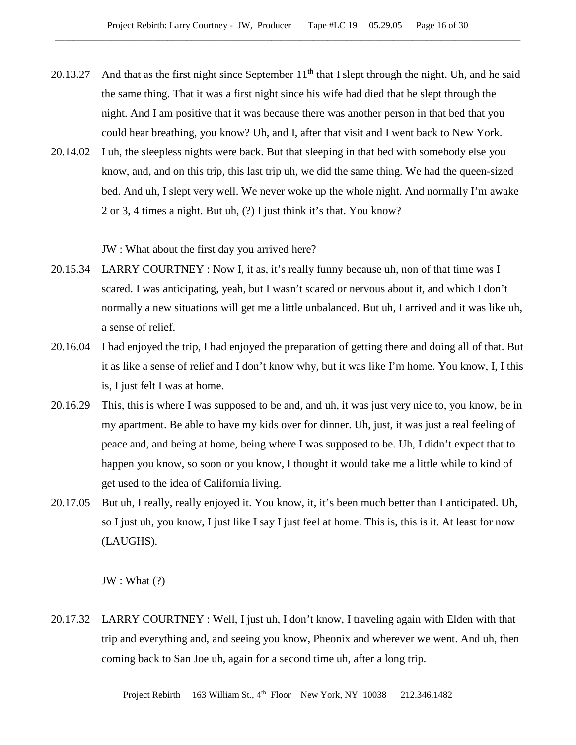20.13.27 And that as the first night since September 11th that I slept through the night. Uh, and he said the same thing. That it was a first night since his wife had died that he slept through the night. And I am positive that it was because there was another person in that bed that you could hear breathing, you know? Uh, and I, after that visit and I went back to New York.

20.14.02 I uh, the sleepless nights were back. But that sleeping in that bed with somebody else you know, and, and on this trip, this last trip uh, we did the same thing. We had the queen-sized bed. And uh, I slept very well. We never woke up the whole night. And normally I'm awake 2 or 3, 4 times a night. But uh, (?) I just think it's that. You know?

JW : What about the first day you arrived here?

20.15.34 LARRY COURTNEY : Now I, it as, it's really funny because uh, non of that time was I scared. I was anticipating, yeah, but I wasn't scared or nervous about it, and which I don't normally a new situations will get me a little unbalanced. But uh, I arrived and it was like uh, a sense of relief.

20.16.04 I had enjoyed the trip, I had enjoyed the preparation of getting there and doing all of that. But it as like a sense of relief and I don't know why, but it was like I'm home. You know, I, I this is, I just felt I was at home.

20.16.29 This, this is where I was supposed to be and, and uh, it was just very nice to, you know, be in my apartment. Be able to have my kids over for dinner. Uh, just, it was just a real feeling of peace and, and being at home, being where I was supposed to be. Uh, I didn't expect that to happen you know, so soon or you know, I thought it would take me a little while to kind of get used to the idea of California living.

20.17.05 But uh, I really, really enjoyed it. You know, it, it's been much better than I anticipated. Uh, so I just uh, you know, I just like I say I just feel at home. This is, this is it. At least for now (LAUGHS).

JW : What (?)

20.17.32 LARRY COURTNEY : Well, I just uh, I don't know, I traveling again with Elden with that trip and everything and, and seeing you know, Pheonix and wherever we went. And uh, then coming back to San Joe uh, again for a second time uh, after a long trip.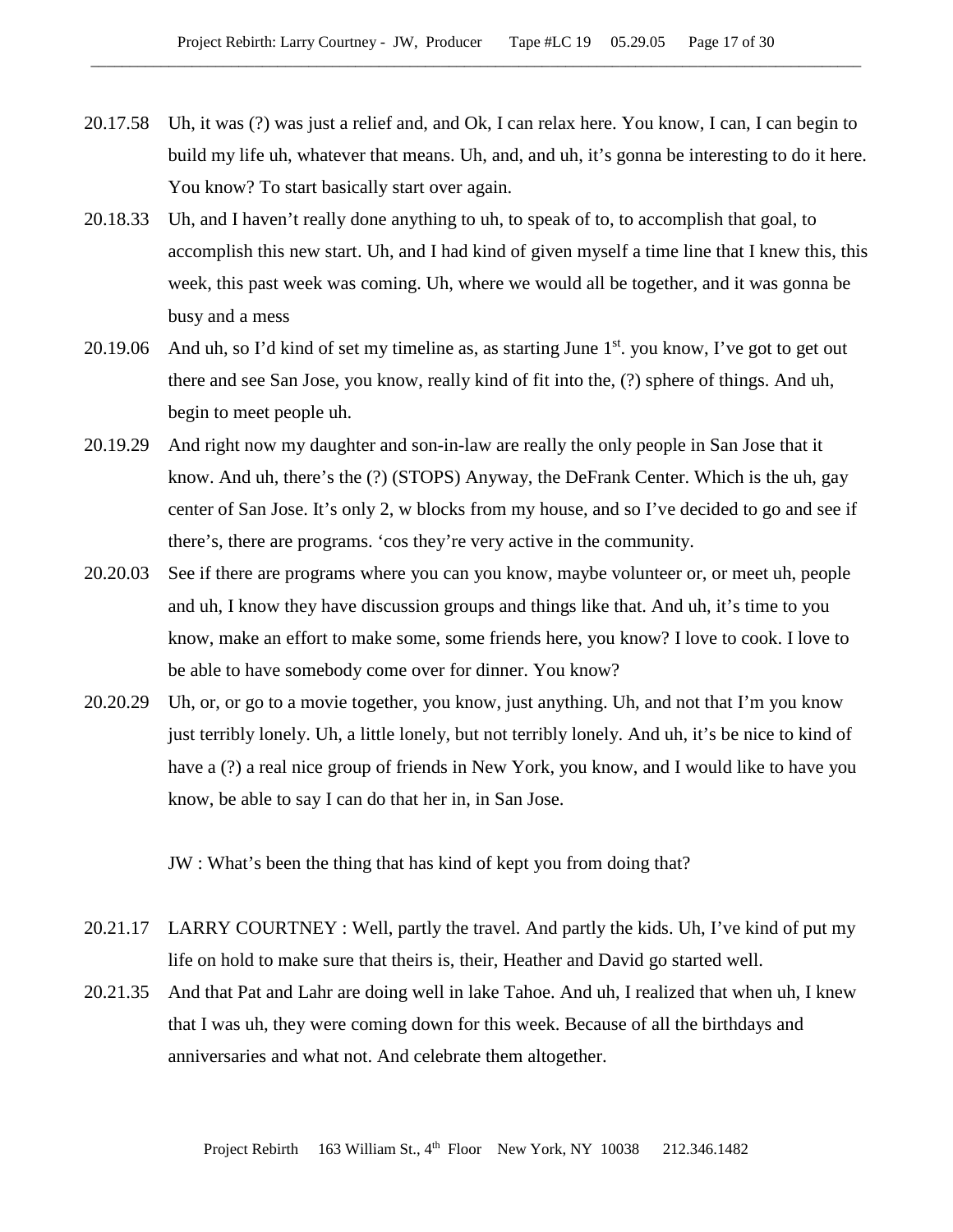20.17.58 Uh, it was (?) was just a relief and, and Ok, I can relax here. You know, I can, I can begin to build my life uh, whatever that means. Uh, and, and uh, it's gonna be interesting to do it here. You know? To start basically start over again.

20.18.33 Uh, and I haven't really done anything to uh, to speak of to, to accomplish that goal, to accomplish this new start. Uh, and I had kind of given myself a time line that I knew this, this week, this past week was coming. Uh, where we would all be together, and it was gonna be busy and a mess

20.19.06 And uh, so I'd kind of set my timeline as, as starting June 1st. you know, I've got to get out there and see San Jose, you know, really kind of fit into the, (?) sphere of things. And uh, begin to meet people uh.

20.19.29 And right now my daughter and son-in-law are really the only people in San Jose that it know. And uh, there's the (?) (STOPS) Anyway, the DeFrank Center. Which is the uh, gay center of San Jose. It's only 2, w blocks from my house, and so I've decided to go and see if there's, there are programs. 'cos they're very active in the community.

20.20.03 See if there are programs where you can you know, maybe volunteer or, or meet uh, people and uh, I know they have discussion groups and things like that. And uh, it's time to you know, make an effort to make some, some friends here, you know? I love to cook. I love to be able to have somebody come over for dinner. You know?

20.20.29 Uh, or, or go to a movie together, you know, just anything. Uh, and not that I'm you know just terribly lonely. Uh, a little lonely, but not terribly lonely. And uh, it's be nice to kind of have a (?) a real nice group of friends in New York, you know, and I would like to have you know, be able to say I can do that her in, in San Jose.

JW : What's been the thing that has kind of kept you from doing that?

20.21.17 LARRY COURTNEY : Well, partly the travel. And partly the kids. Uh, I've kind of put my life on hold to make sure that theirs is, their, Heather and David go started well.

20.21.35 And that Pat and Lahr are doing well in lake Tahoe. And uh, I realized that when uh, I knew that I was uh, they were coming down for this week. Because of all the birthdays and anniversaries and what not. And celebrate them altogether.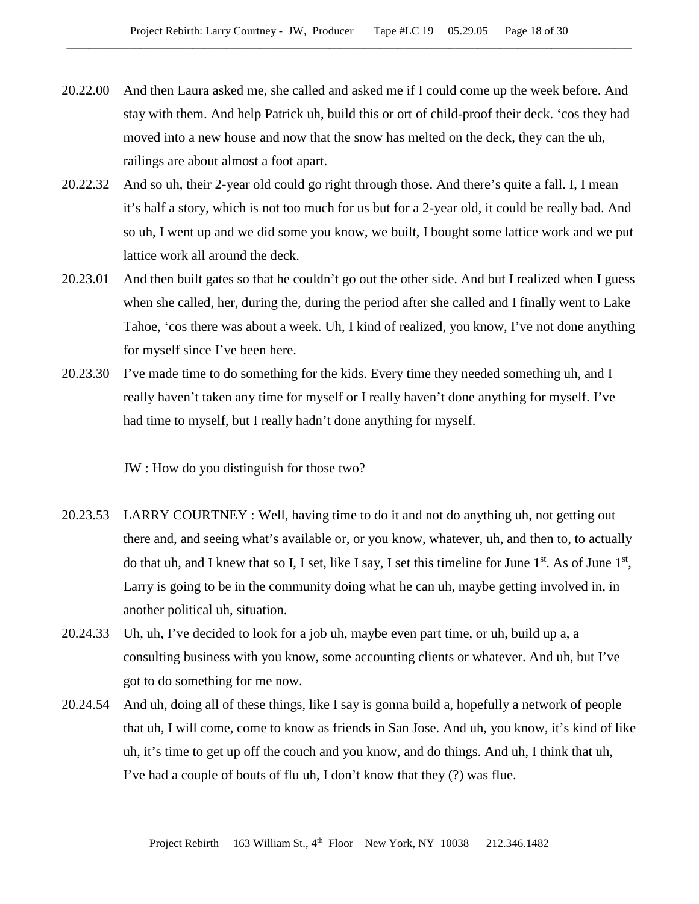20.22.00 And then Laura asked me, she called and asked me if I could come up the week before. And stay with them. And help Patrick uh, build this or ort of child-proof their deck. 'cos they had moved into a new house and now that the snow has melted on the deck, they can the uh, railings are about almost a foot apart.

20.22.32 And so uh, their 2-year old could go right through those. And there's quite a fall. I, I mean it's half a story, which is not too much for us but for a 2-year old, it could be really bad. And so uh, I went up and we did some you know, we built, I bought some lattice work and we put lattice work all around the deck.

20.23.01 And then built gates so that he couldn't go out the other side. And but I realized when I guess when she called, her, during the, during the period after she called and I finally went to Lake Tahoe, 'cos there was about a week. Uh, I kind of realized, you know, I've not done anything for myself since I've been here.

20.23.30 I've made time to do something for the kids. Every time they needed something uh, and I really haven't taken any time for myself or I really haven't done anything for myself. I've had time to myself, but I really hadn't done anything for myself.

JW : How do you distinguish for those two?

20.23.53 LARRY COURTNEY : Well, having time to do it and not do anything uh, not getting out there and, and seeing what's available or, or you know, whatever, uh, and then to, to actually do that uh, and I knew that so I, I set, like I say, I set this timeline for June 1st. As of June 1st, Larry is going to be in the community doing what he can uh, maybe getting involved in, in another political uh, situation.

20.24.33 Uh, uh, I've decided to look for a job uh, maybe even part time, or uh, build up a, a consulting business with you know, some accounting clients or whatever. And uh, but I've got to do something for me now.

20.24.54 And uh, doing all of these things, like I say is gonna build a, hopefully a network of people that uh, I will come, come to know as friends in San Jose. And uh, you know, it's kind of like uh, it's time to get up off the couch and you know, and do things. And uh, I think that uh, I've had a couple of bouts of flu uh, I don't know that they (?) was flue.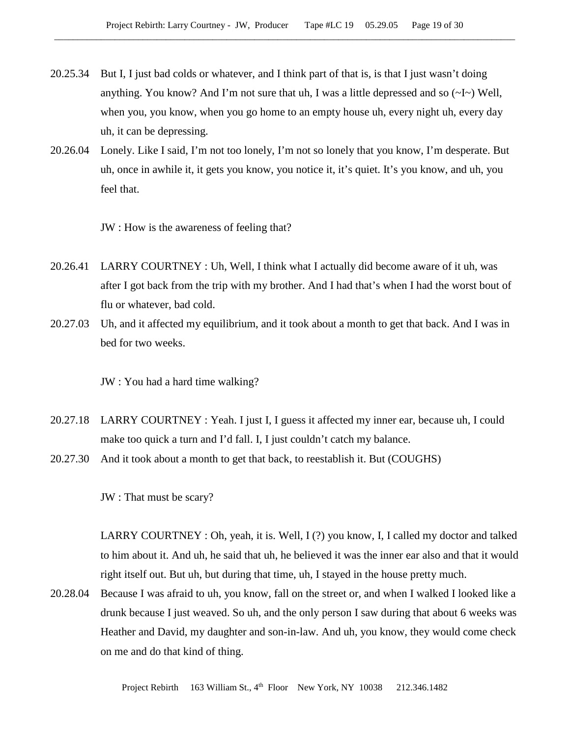20.25.34 But I, I just bad colds or whatever, and I think part of that is, is that I just wasn't doing anything. You know? And I'm not sure that uh, I was a little depressed and so (~I~) Well, when you, you know, when you go home to an empty house uh, every night uh, every day uh, it can be depressing.

20.26.04 Lonely. Like I said, I'm not too lonely, I'm not so lonely that you know, I'm desperate. But uh, once in awhile it, it gets you know, you notice it, it's quiet. It's you know, and uh, you feel that.

JW : How is the awareness of feeling that?

20.26.41 LARRY COURTNEY : Uh, Well, I think what I actually did become aware of it uh, was after I got back from the trip with my brother. And I had that's when I had the worst bout of flu or whatever, bad cold.

20.27.03 Uh, and it affected my equilibrium, and it took about a month to get that back. And I was in bed for two weeks.

JW : You had a hard time walking?

20.27.18 LARRY COURTNEY : Yeah. I just I, I guess it affected my inner ear, because uh, I could make too quick a turn and I'd fall. I, I just couldn't catch my balance.

20.27.30 And it took about a month to get that back, to reestablish it. But (COUGHS)

JW : That must be scary?

LARRY COURTNEY : Oh, yeah, it is. Well, I (?) you know, I, I called my doctor and talked to him about it. And uh, he said that uh, he believed it was the inner ear also and that it would right itself out. But uh, but during that time, uh, I stayed in the house pretty much.

20.28.04 Because I was afraid to uh, you know, fall on the street or, and when I walked I looked like a drunk because I just weaved. So uh, and the only person I saw during that about 6 weeks was Heather and David, my daughter and son-in-law. And uh, you know, they would come check on me and do that kind of thing.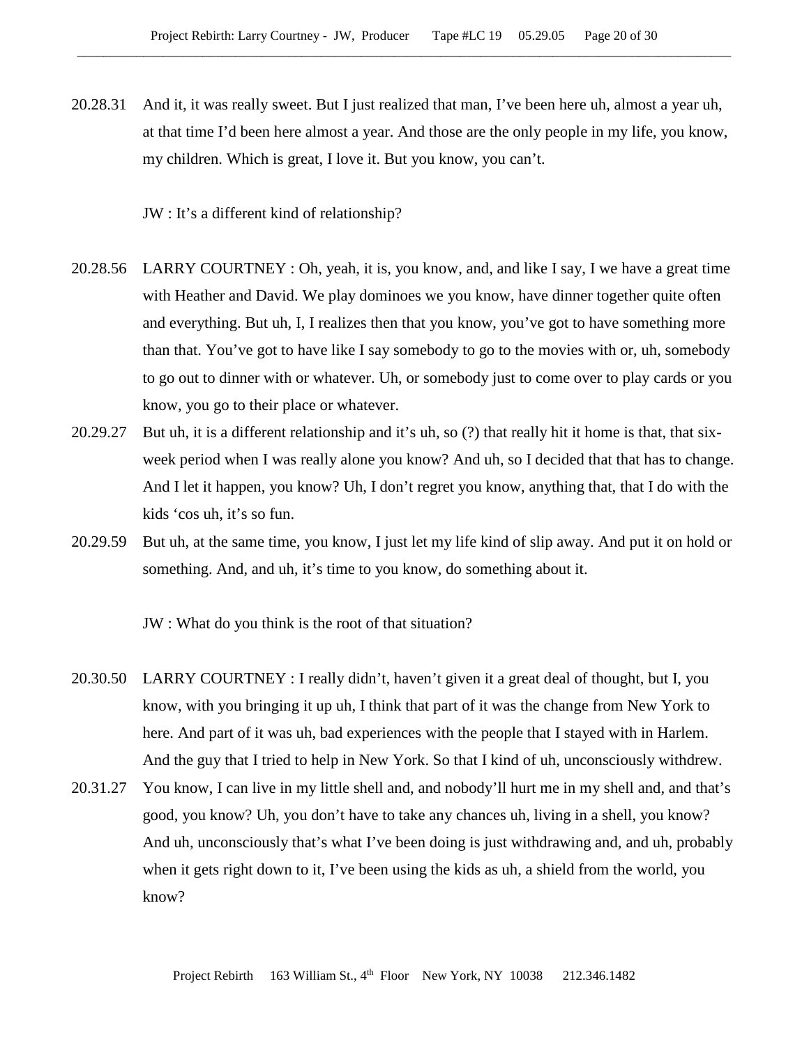20.28.31 And it, it was really sweet. But I just realized that man, I've been here uh, almost a year uh, at that time I'd been here almost a year. And those are the only people in my life, you know, my children. Which is great, I love it. But you know, you can't.

JW : It's a different kind of relationship?

20.28.56 LARRY COURTNEY : Oh, yeah, it is, you know, and, and like I say, I we have a great time with Heather and David. We play dominoes we you know, have dinner together quite often and everything. But uh, I, I realizes then that you know, you've got to have something more than that. You've got to have like I say somebody to go to the movies with or, uh, somebody to go out to dinner with or whatever. Uh, or somebody just to come over to play cards or you know, you go to their place or whatever.

20.29.27 But uh, it is a different relationship and it's uh, so (?) that really hit it home is that, that six-week period when I was really alone you know? And uh, so I decided that that has to change. And I let it happen, you know? Uh, I don't regret you know, anything that, that I do with the kids 'cos uh, it's so fun.

20.29.59 But uh, at the same time, you know, I just let my life kind of slip away. And put it on hold or something. And, and uh, it's time to you know, do something about it.

JW : What do you think is the root of that situation?

20.30.50 LARRY COURTNEY : I really didn't, haven't given it a great deal of thought, but I, you know, with you bringing it up uh, I think that part of it was the change from New York to here. And part of it was uh, bad experiences with the people that I stayed with in Harlem. And the guy that I tried to help in New York. So that I kind of uh, unconsciously withdrew.

20.31.27 You know, I can live in my little shell and, and nobody'll hurt me in my shell and, and that's good, you know? Uh, you don't have to take any chances uh, living in a shell, you know? And uh, unconsciously that's what I've been doing is just withdrawing and, and uh, probably when it gets right down to it, I've been using the kids as uh, a shield from the world, you know?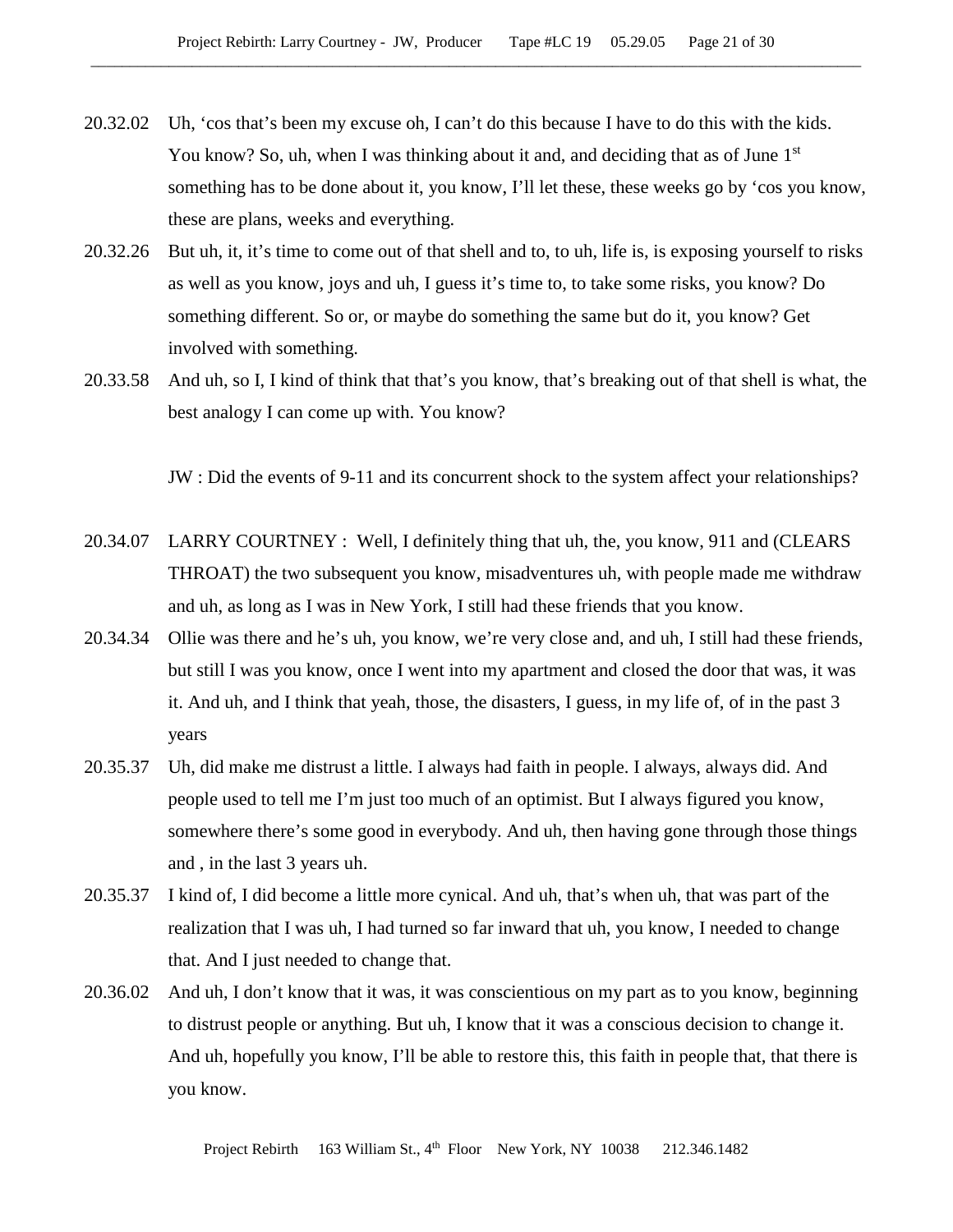20.32.02 Uh, 'cos that's been my excuse oh, I can't do this because I have to do this with the kids. You know? So, uh, when I was thinking about it and, and deciding that as of June 1st something has to be done about it, you know, I'll let these, these weeks go by 'cos you know, these are plans, weeks and everything.

20.32.26 But uh, it, it's time to come out of that shell and to, to uh, life is, is exposing yourself to risks as well as you know, joys and uh, I guess it's time to, to take some risks, you know? Do something different. So or, or maybe do something the same but do it, you know? Get involved with something.

20.33.58 And uh, so I, I kind of think that that's you know, that's breaking out of that shell is what, the best analogy I can come up with. You know?

JW : Did the events of 9-11 and its concurrent shock to the system affect your relationships?

20.34.07 LARRY COURTNEY : Well, I definitely thing that uh, the, you know, 911 and (CLEARS THROAT) the two subsequent you know, misadventures uh, with people made me withdraw and uh, as long as I was in New York, I still had these friends that you know.

20.34.34 Ollie was there and he's uh, you know, we're very close and, and uh, I still had these friends, but still I was you know, once I went into my apartment and closed the door that was, it was it. And uh, and I think that yeah, those, the disasters, I guess, in my life of, of in the past 3 years

20.35.37 Uh, did make me distrust a little. I always had faith in people. I always, always did. And people used to tell me I'm just too much of an optimist. But I always figured you know, somewhere there's some good in everybody. And uh, then having gone through those things and , in the last 3 years uh.

20.35.37 I kind of, I did become a little more cynical. And uh, that's when uh, that was part of the realization that I was uh, I had turned so far inward that uh, you know, I needed to change that. And I just needed to change that.

20.36.02 And uh, I don't know that it was, it was conscientious on my part as to you know, beginning to distrust people or anything. But uh, I know that it was a conscious decision to change it. And uh, hopefully you know, I'll be able to restore this, this faith in people that, that there is you know.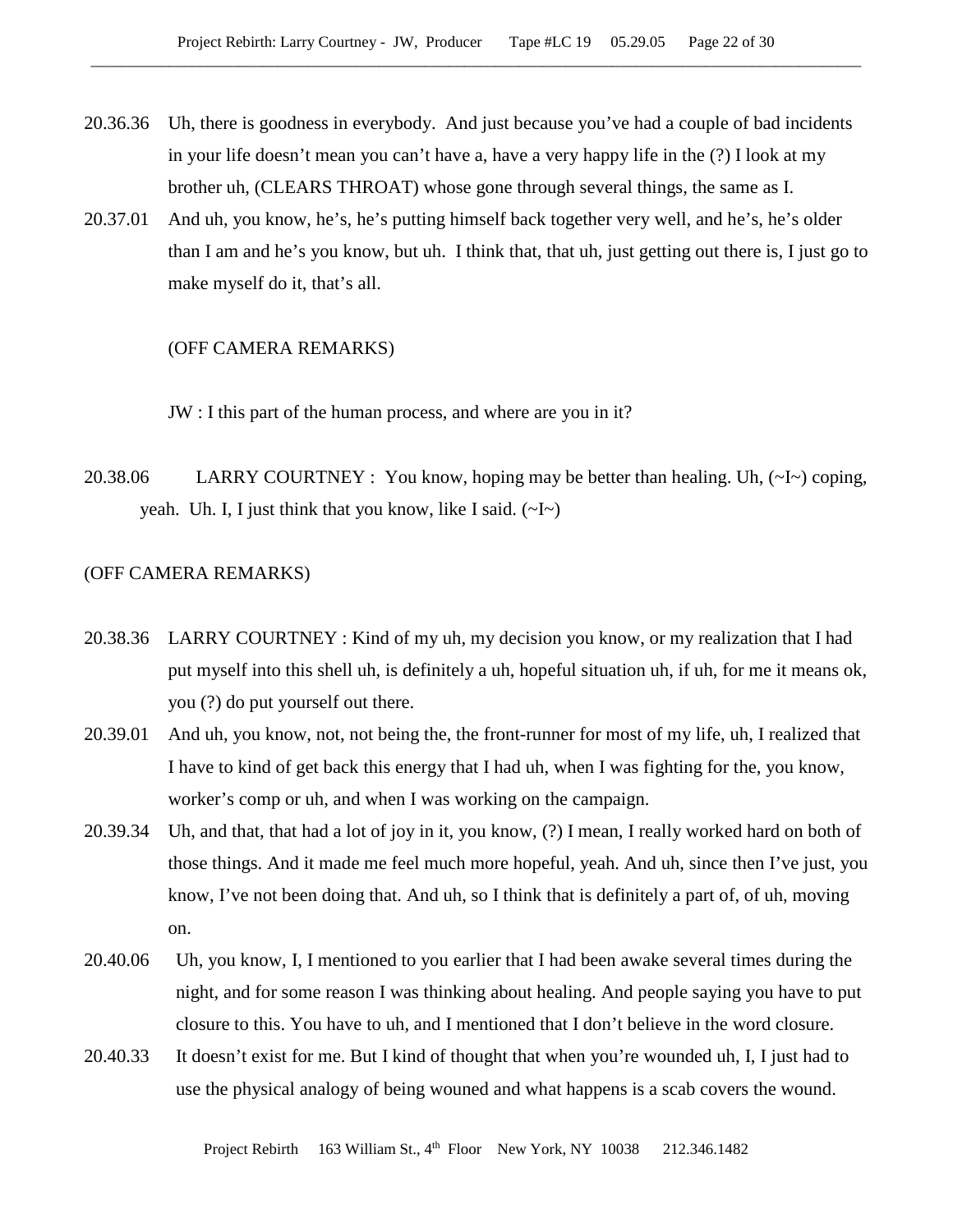20.36.36 Uh, there is goodness in everybody. And just because you've had a couple of bad incidents in your life doesn't mean you can't have a, have a very happy life in the (?) I look at my brother uh, (CLEARS THROAT) whose gone through several things, the same as I.

20.37.01 And uh, you know, he's, he's putting himself back together very well, and he's, he's older than I am and he's you know, but uh. I think that, that uh, just getting out there is, I just go to make myself do it, that's all.

(OFF CAMERA REMARKS)

JW : I this part of the human process, and where are you in it?

20.38.06 LARRY COURTNEY : You know, hoping may be better than healing. Uh, (~I~) coping, yeah. Uh. I, I just think that you know, like I said. (~I~)

(OFF CAMERA REMARKS)

20.38.36 LARRY COURTNEY : Kind of my uh, my decision you know, or my realization that I had put myself into this shell uh, is definitely a uh, hopeful situation uh, if uh, for me it means ok, you (?) do put yourself out there.

20.39.01 And uh, you know, not, not being the, the front-runner for most of my life, uh, I realized that I have to kind of get back this energy that I had uh, when I was fighting for the, you know, worker's comp or uh, and when I was working on the campaign.

20.39.34 Uh, and that, that had a lot of joy in it, you know, (?) I mean, I really worked hard on both of those things. And it made me feel much more hopeful, yeah. And uh, since then I've just, you know, I've not been doing that. And uh, so I think that is definitely a part of, of uh, moving on.

20.40.06 Uh, you know, I, I mentioned to you earlier that I had been awake several times during the night, and for some reason I was thinking about healing. And people saying you have to put closure to this. You have to uh, and I mentioned that I don't believe in the word closure.

20.40.33 It doesn't exist for me. But I kind of thought that when you're wounded uh, I, I just had to use the physical analogy of being wouned and what happens is a scab covers the wound.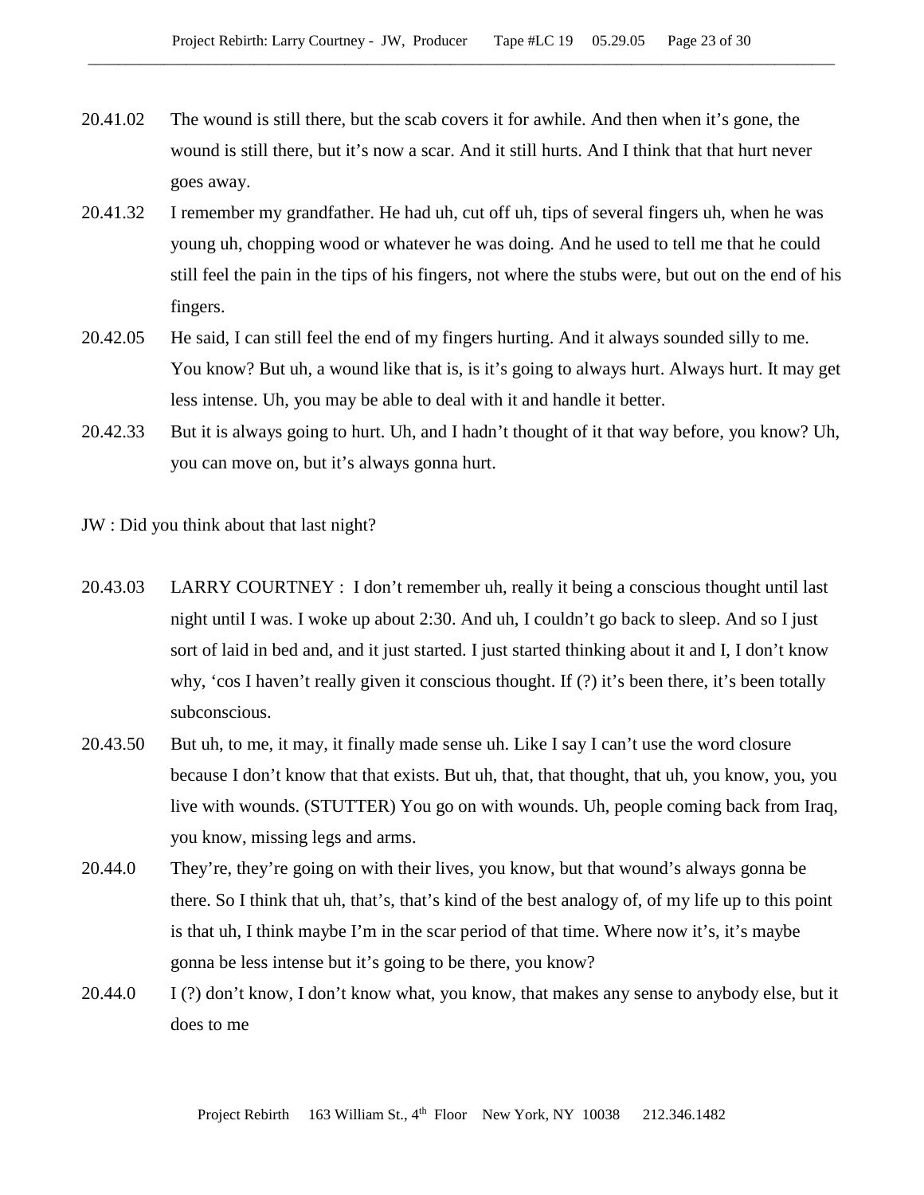20.41.02 The wound is still there, but the scab covers it for awhile. And then when it's gone, the wound is still there, but it's now a scar. And it still hurts. And I think that that hurt never goes away.

20.41.32 I remember my grandfather. He had uh, cut off uh, tips of several fingers uh, when he was young uh, chopping wood or whatever he was doing. And he used to tell me that he could still feel the pain in the tips of his fingers, not where the stubs were, but out on the end of his fingers.

20.42.05 He said, I can still feel the end of my fingers hurting. And it always sounded silly to me. You know? But uh, a wound like that is, is it's going to always hurt. Always hurt. It may get less intense. Uh, you may be able to deal with it and handle it better.

20.42.33 But it is always going to hurt. Uh, and I hadn't thought of it that way before, you know? Uh, you can move on, but it's always gonna hurt.

JW : Did you think about that last night?

20.43.03 LARRY COURTNEY : I don't remember uh, really it being a conscious thought until last night until I was. I woke up about 2:30. And uh, I couldn't go back to sleep. And so I just sort of laid in bed and, and it just started. I just started thinking about it and I, I don't know why, 'cos I haven't really given it conscious thought. If (?) it's been there, it's been totally subconscious.

20.43.50 But uh, to me, it may, it finally made sense uh. Like I say I can't use the word closure because I don't know that that exists. But uh, that, that thought, that uh, you know, you, you live with wounds. (STUTTER) You go on with wounds. Uh, people coming back from Iraq, you know, missing legs and arms.

20.44.0 They're, they're going on with their lives, you know, but that wound's always gonna be there. So I think that uh, that's, that's kind of the best analogy of, of my life up to this point is that uh, I think maybe I'm in the scar period of that time. Where now it's, it's maybe gonna be less intense but it's going to be there, you know?

20.44.0 I (?) don't know, I don't know what, you know, that makes any sense to anybody else, but it does to me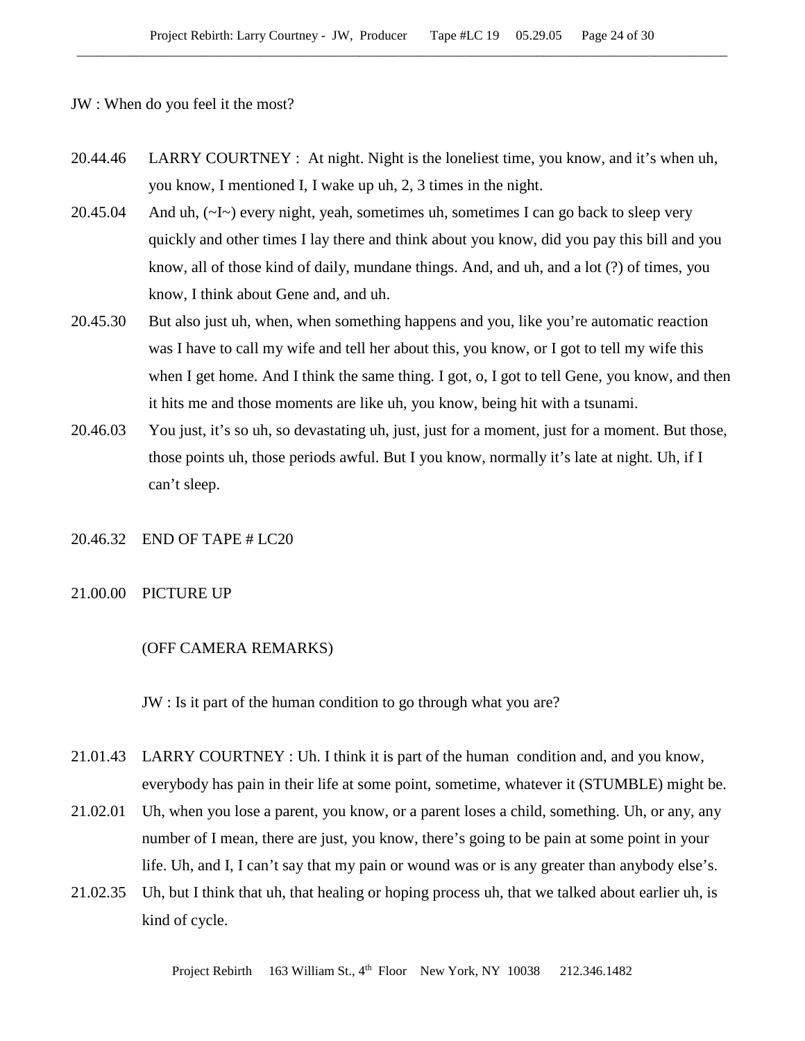JW : When do you feel it the most?

20.44.46 LARRY COURTNEY : At night. Night is the loneliest time, you know, and it’s when uh, you know, I mentioned I, I wake up uh, 2, 3 times in the night.

20.45.04 And uh, (~I~) every night, yeah, sometimes uh, sometimes I can go back to sleep very quickly and other times I lay there and think about you know, did you pay this bill and you know, all of those kind of daily, mundane things. And, and uh, and a lot (?) of times, you know, I think about Gene and, and uh.

20.45.30 But also just uh, when, when something happens and you, like you’re automatic reaction was I have to call my wife and tell her about this, you know, or I got to tell my wife this when I get home. And I think the same thing. I got, o, I got to tell Gene, you know, and then it hits me and those moments are like uh, you know, being hit with a tsunami.

20.46.03 You just, it’s so uh, so devastating uh, just, just for a moment, just for a moment. But those, those points uh, those periods awful. But I you know, normally it’s late at night. Uh, if I can’t sleep.

20.46.32 END OF TAPE # LC20

21.00.00 PICTURE UP

(OFF CAMERA REMARKS)

JW : Is it part of the human condition to go through what you are?

21.01.43 LARRY COURTNEY : Uh. I think it is part of the human condition and, and you know, everybody has pain in their life at some point, sometime, whatever it (STUMBLE) might be.

21.02.01 Uh, when you lose a parent, you know, or a parent loses a child, something. Uh, or any, any number of I mean, there are just, you know, there’s going to be pain at some point in your life. Uh, and I, I can’t say that my pain or wound was or is any greater than anybody else’s.

21.02.35 Uh, but I think that uh, that healing or hoping process uh, that we talked about earlier uh, is kind of cycle.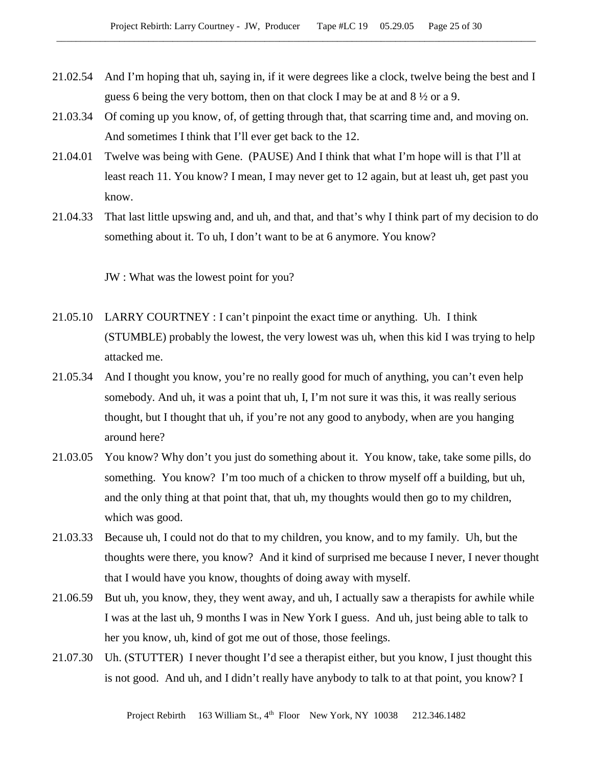21.02.54 And I'm hoping that uh, saying in, if it were degrees like a clock, twelve being the best and I guess 6 being the very bottom, then on that clock I may be at and 8 ½ or a 9.

21.03.34 Of coming up you know, of, of getting through that, that scarring time and, and moving on. And sometimes I think that I'll ever get back to the 12.

21.04.01 Twelve was being with Gene. (PAUSE) And I think that what I'm hope will is that I'll at least reach 11. You know? I mean, I may never get to 12 again, but at least uh, get past you know.

21.04.33 That last little upswing and, and uh, and that, and that's why I think part of my decision to do something about it. To uh, I don't want to be at 6 anymore. You know?

JW : What was the lowest point for you?

21.05.10 LARRY COURTNEY : I can't pinpoint the exact time or anything. Uh. I think (STUMBLE) probably the lowest, the very lowest was uh, when this kid I was trying to help attacked me.

21.05.34 And I thought you know, you're no really good for much of anything, you can't even help somebody. And uh, it was a point that uh, I, I'm not sure it was this, it was really serious thought, but I thought that uh, if you're not any good to anybody, when are you hanging around here?

21.03.05 You know? Why don't you just do something about it. You know, take, take some pills, do something. You know? I'm too much of a chicken to throw myself off a building, but uh, and the only thing at that point that, that uh, my thoughts would then go to my children, which was good.

21.03.33 Because uh, I could not do that to my children, you know, and to my family. Uh, but the thoughts were there, you know? And it kind of surprised me because I never, I never thought that I would have you know, thoughts of doing away with myself.

21.06.59 But uh, you know, they, they went away, and uh, I actually saw a therapists for awhile while I was at the last uh, 9 months I was in New York I guess. And uh, just being able to talk to her you know, uh, kind of got me out of those, those feelings.

21.07.30 Uh. (STUTTER) I never thought I'd see a therapist either, but you know, I just thought this is not good. And uh, and I didn't really have anybody to talk to at that point, you know? I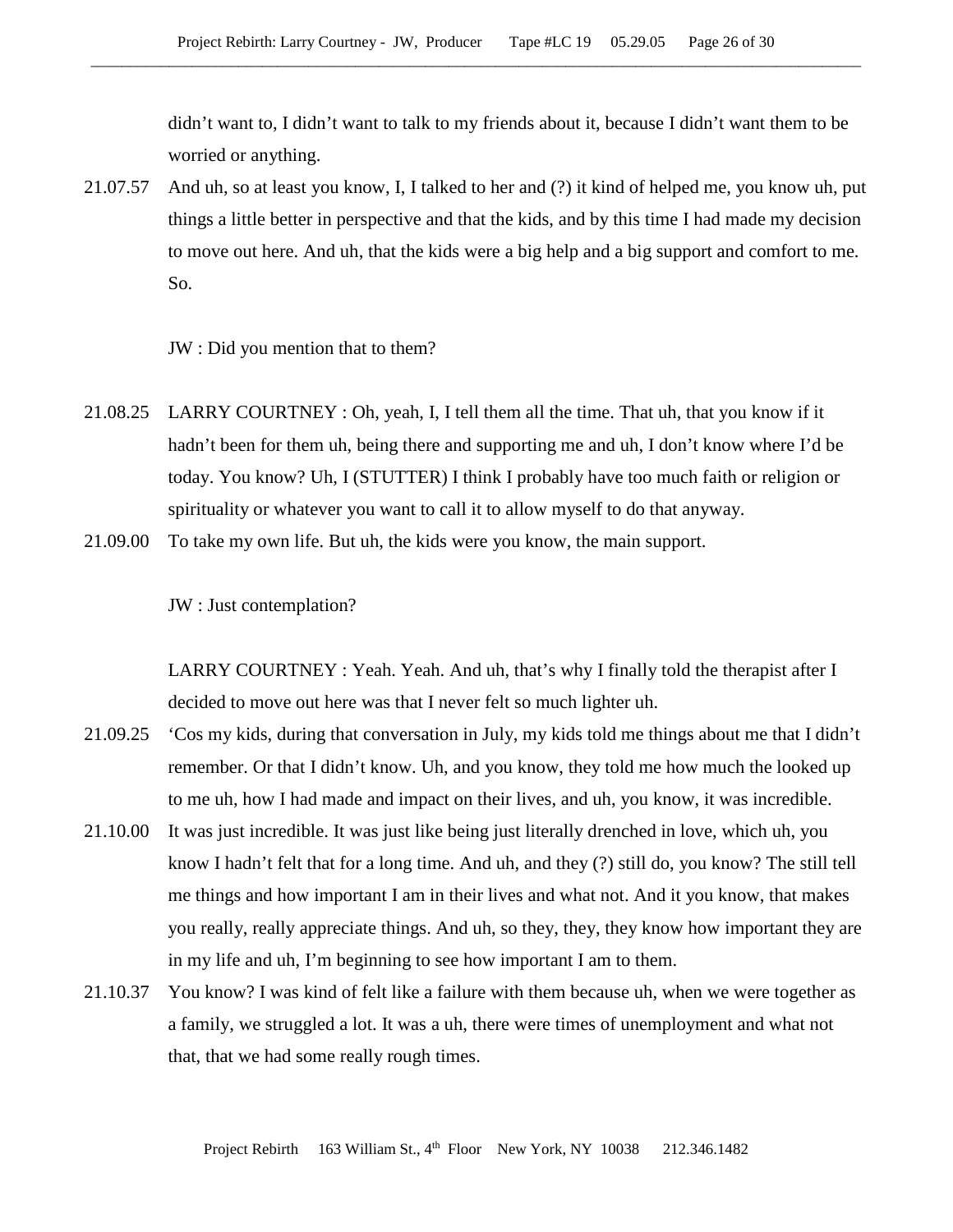didn't want to, I didn't want to talk to my friends about it, because I didn't want them to be worried or anything.

21.07.57 And uh, so at least you know, I, I talked to her and (?) it kind of helped me, you know uh, put things a little better in perspective and that the kids, and by this time I had made my decision to move out here. And uh, that the kids were a big help and a big support and comfort to me. So.

JW : Did you mention that to them?

21.08.25 LARRY COURTNEY : Oh, yeah, I, I tell them all the time. That uh, that you know if it hadn't been for them uh, being there and supporting me and uh, I don't know where I'd be today. You know? Uh, I (STUTTER) I think I probably have too much faith or religion or spirituality or whatever you want to call it to allow myself to do that anyway.

21.09.00 To take my own life. But uh, the kids were you know, the main support.

JW : Just contemplation?

LARRY COURTNEY : Yeah. Yeah. And uh, that's why I finally told the therapist after I decided to move out here was that I never felt so much lighter uh.

21.09.25 'Cos my kids, during that conversation in July, my kids told me things about me that I didn't remember. Or that I didn't know. Uh, and you know, they told me how much the looked up to me uh, how I had made and impact on their lives, and uh, you know, it was incredible.

21.10.00 It was just incredible. It was just like being just literally drenched in love, which uh, you know I hadn't felt that for a long time. And uh, and they (?) still do, you know? The still tell me things and how important I am in their lives and what not. And it you know, that makes you really, really appreciate things. And uh, so they, they, they know how important they are in my life and uh, I'm beginning to see how important I am to them.

21.10.37 You know? I was kind of felt like a failure with them because uh, when we were together as a family, we struggled a lot. It was a uh, there were times of unemployment and what not that, that we had some really rough times.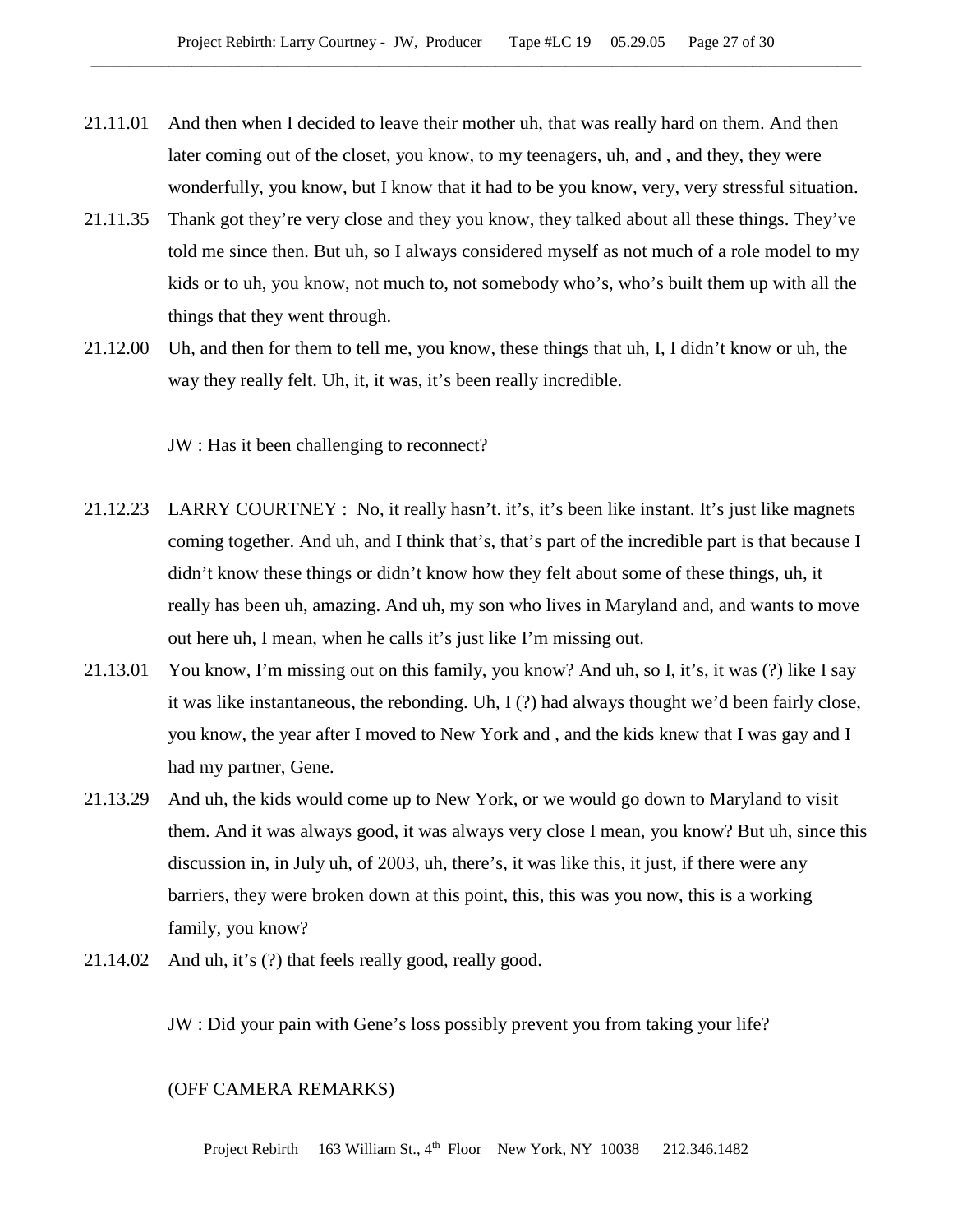21.11.01 And then when I decided to leave their mother uh, that was really hard on them. And then later coming out of the closet, you know, to my teenagers, uh, and , and they, they were wonderfully, you know, but I know that it had to be you know, very, very stressful situation.

21.11.35 Thank got they're very close and they you know, they talked about all these things. They've told me since then. But uh, so I always considered myself as not much of a role model to my kids or to uh, you know, not much to, not somebody who's, who's built them up with all the things that they went through.

21.12.00 Uh, and then for them to tell me, you know, these things that uh, I, I didn't know or uh, the way they really felt. Uh, it, it was, it's been really incredible.

JW : Has it been challenging to reconnect?

21.12.23 LARRY COURTNEY : No, it really hasn't. it's, it's been like instant. It's just like magnets coming together. And uh, and I think that's, that's part of the incredible part is that because I didn't know these things or didn't know how they felt about some of these things, uh, it really has been uh, amazing. And uh, my son who lives in Maryland and, and wants to move out here uh, I mean, when he calls it's just like I'm missing out.

21.13.01 You know, I'm missing out on this family, you know? And uh, so I, it's, it was (?) like I say it was like instantaneous, the rebonding. Uh, I (?) had always thought we'd been fairly close, you know, the year after I moved to New York and , and the kids knew that I was gay and I had my partner, Gene.

21.13.29 And uh, the kids would come up to New York, or we would go down to Maryland to visit them. And it was always good, it was always very close I mean, you know? But uh, since this discussion in, in July uh, of 2003, uh, there's, it was like this, it just, if there were any barriers, they were broken down at this point, this, this was you now, this is a working family, you know?

21.14.02 And uh, it's (?) that feels really good, really good.

JW : Did your pain with Gene's loss possibly prevent you from taking your life?

(OFF CAMERA REMARKS)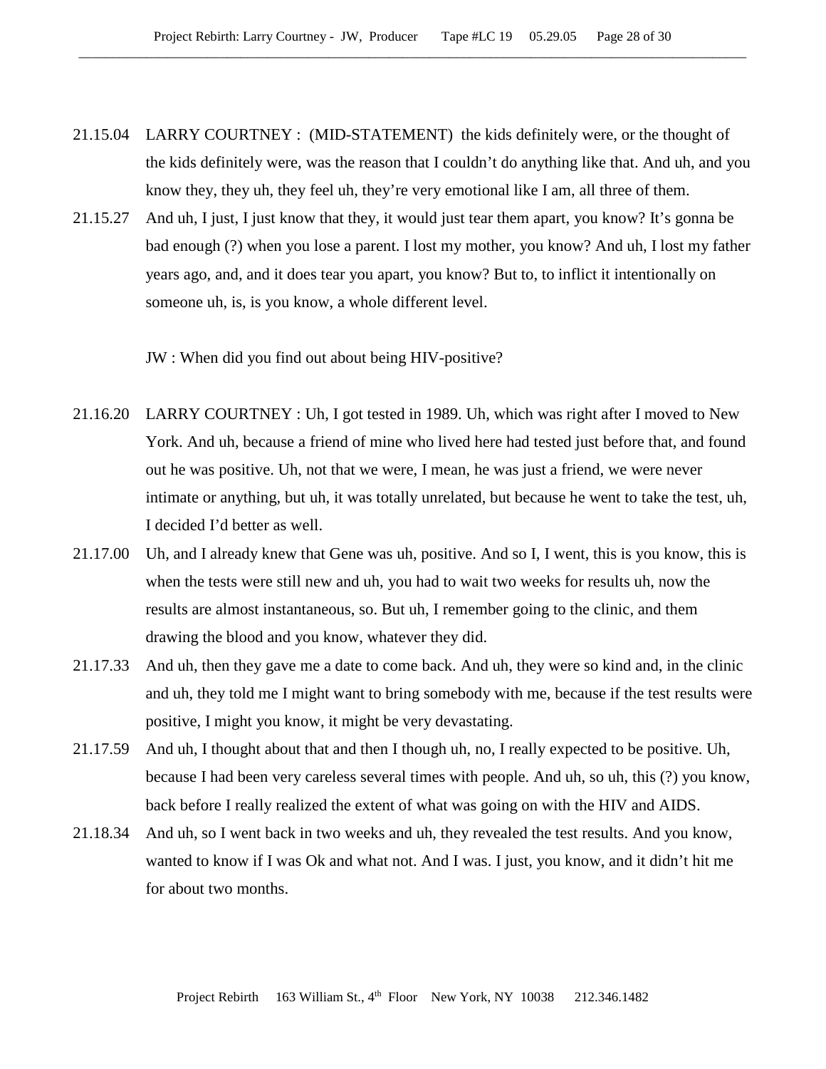21.15.04 LARRY COURTNEY : (MID-STATEMENT) the kids definitely were, or the thought of the kids definitely were, was the reason that I couldn't do anything like that. And uh, and you know they, they uh, they feel uh, they're very emotional like I am, all three of them.

21.15.27 And uh, I just, I just know that they, it would just tear them apart, you know? It's gonna be bad enough (?) when you lose a parent. I lost my mother, you know? And uh, I lost my father years ago, and, and it does tear you apart, you know? But to, to inflict it intentionally on someone uh, is, is you know, a whole different level.

JW : When did you find out about being HIV-positive?

21.16.20 LARRY COURTNEY : Uh, I got tested in 1989. Uh, which was right after I moved to New York. And uh, because a friend of mine who lived here had tested just before that, and found out he was positive. Uh, not that we were, I mean, he was just a friend, we were never intimate or anything, but uh, it was totally unrelated, but because he went to take the test, uh, I decided I'd better as well.

21.17.00 Uh, and I already knew that Gene was uh, positive. And so I, I went, this is you know, this is when the tests were still new and uh, you had to wait two weeks for results uh, now the results are almost instantaneous, so. But uh, I remember going to the clinic, and them drawing the blood and you know, whatever they did.

21.17.33 And uh, then they gave me a date to come back. And uh, they were so kind and, in the clinic and uh, they told me I might want to bring somebody with me, because if the test results were positive, I might you know, it might be very devastating.

21.17.59 And uh, I thought about that and then I though uh, no, I really expected to be positive. Uh, because I had been very careless several times with people. And uh, so uh, this (?) you know, back before I really realized the extent of what was going on with the HIV and AIDS.

21.18.34 And uh, so I went back in two weeks and uh, they revealed the test results. And you know, wanted to know if I was Ok and what not. And I was. I just, you know, and it didn't hit me for about two months.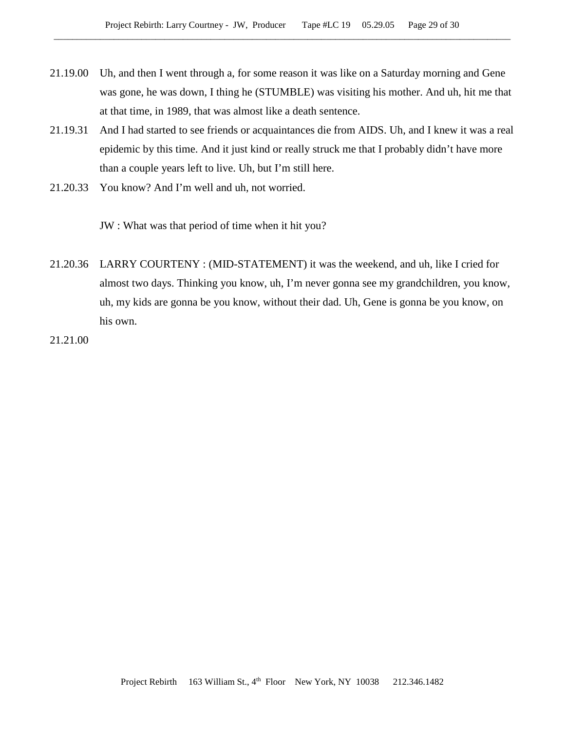21.19.00 Uh, and then I went through a, for some reason it was like on a Saturday morning and Gene was gone, he was down, I thing he (STUMBLE) was visiting his mother. And uh, hit me that at that time, in 1989, that was almost like a death sentence.

21.19.31 And I had started to see friends or acquaintances die from AIDS. Uh, and I knew it was a real epidemic by this time. And it just kind or really struck me that I probably didn't have more than a couple years left to live. Uh, but I'm still here.

21.20.33 You know? And I'm well and uh, not worried.

JW : What was that period of time when it hit you?

21.20.36 LARRY COURTENY : (MID-STATEMENT) it was the weekend, and uh, like I cried for almost two days. Thinking you know, uh, I'm never gonna see my grandchildren, you know, uh, my kids are gonna be you know, without their dad. Uh, Gene is gonna be you know, on his own.

21.21.00